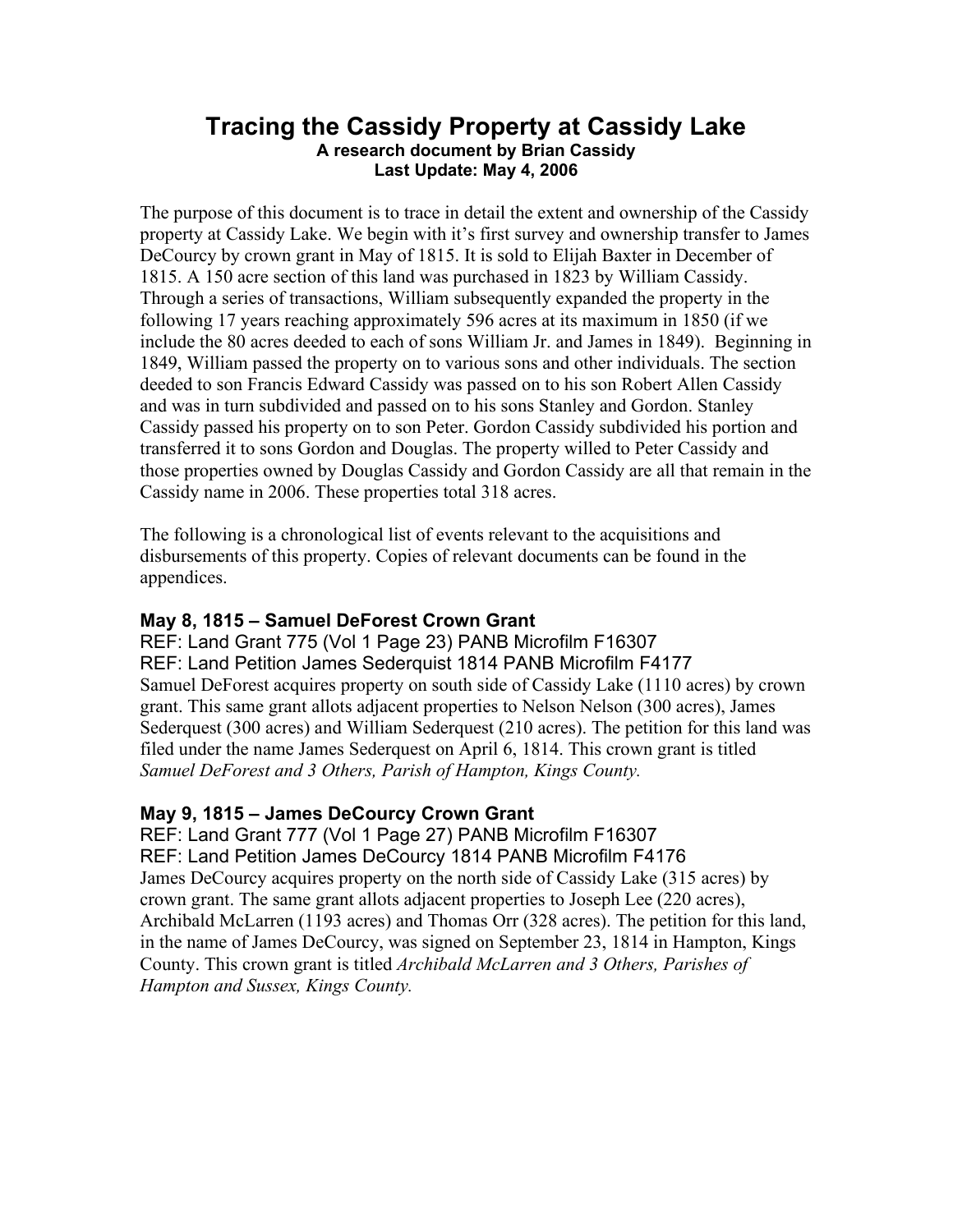# Tracing the Cassidy Property at Cassidy Lake

**A research document by Brian Cassidy**
**Last Update: May 4, 2006**

The purpose of this document is to trace in detail the extent and ownership of the Cassidy property at Cassidy Lake. We begin with it's first survey and ownership transfer to James DeCourcy by crown grant in May of 1815. It is sold to Elijah Baxter in December of 1815. A 150 acre section of this land was purchased in 1823 by William Cassidy. Through a series of transactions, William subsequently expanded the property in the following 17 years reaching approximately 596 acres at its maximum in 1850 (if we include the 80 acres deeded to each of sons William Jr. and James in 1849). Beginning in 1849, William passed the property on to various sons and other individuals. The section deeded to son Francis Edward Cassidy was passed on to his son Robert Allen Cassidy and was in turn subdivided and passed on to his sons Stanley and Gordon. Stanley Cassidy passed his property on to son Peter. Gordon Cassidy subdivided his portion and transferred it to sons Gordon and Douglas. The property willed to Peter Cassidy and those properties owned by Douglas Cassidy and Gordon Cassidy are all that remain in the Cassidy name in 2006. These properties total 318 acres.

The following is a chronological list of events relevant to the acquisitions and disbursements of this property. Copies of relevant documents can be found in the appendices.

### May 8, 1815 – Samuel DeForest Crown Grant

REF: Land Grant 775 (Vol 1 Page 23) PANB Microfilm F16307
REF: Land Petition James Sederquist 1814 PANB Microfilm F4177

Samuel DeForest acquires property on south side of Cassidy Lake (1110 acres) by crown grant. This same grant allots adjacent properties to Nelson Nelson (300 acres), James Sederquest (300 acres) and William Sederquest (210 acres). The petition for this land was filed under the name James Sederquest on April 6, 1814. This crown grant is titled *Samuel DeForest and 3 Others, Parish of Hampton, Kings County.*

### May 9, 1815 – James DeCourcy Crown Grant

REF: Land Grant 777 (Vol 1 Page 27) PANB Microfilm F16307
REF: Land Petition James DeCourcy 1814 PANB Microfilm F4176

James DeCourcy acquires property on the north side of Cassidy Lake (315 acres) by crown grant. The same grant allots adjacent properties to Joseph Lee (220 acres), Archibald McLarren (1193 acres) and Thomas Orr (328 acres). The petition for this land, in the name of James DeCourcy, was signed on September 23, 1814 in Hampton, Kings County. This crown grant is titled *Archibald McLarren and 3 Others, Parishes of Hampton and Sussex, Kings County.*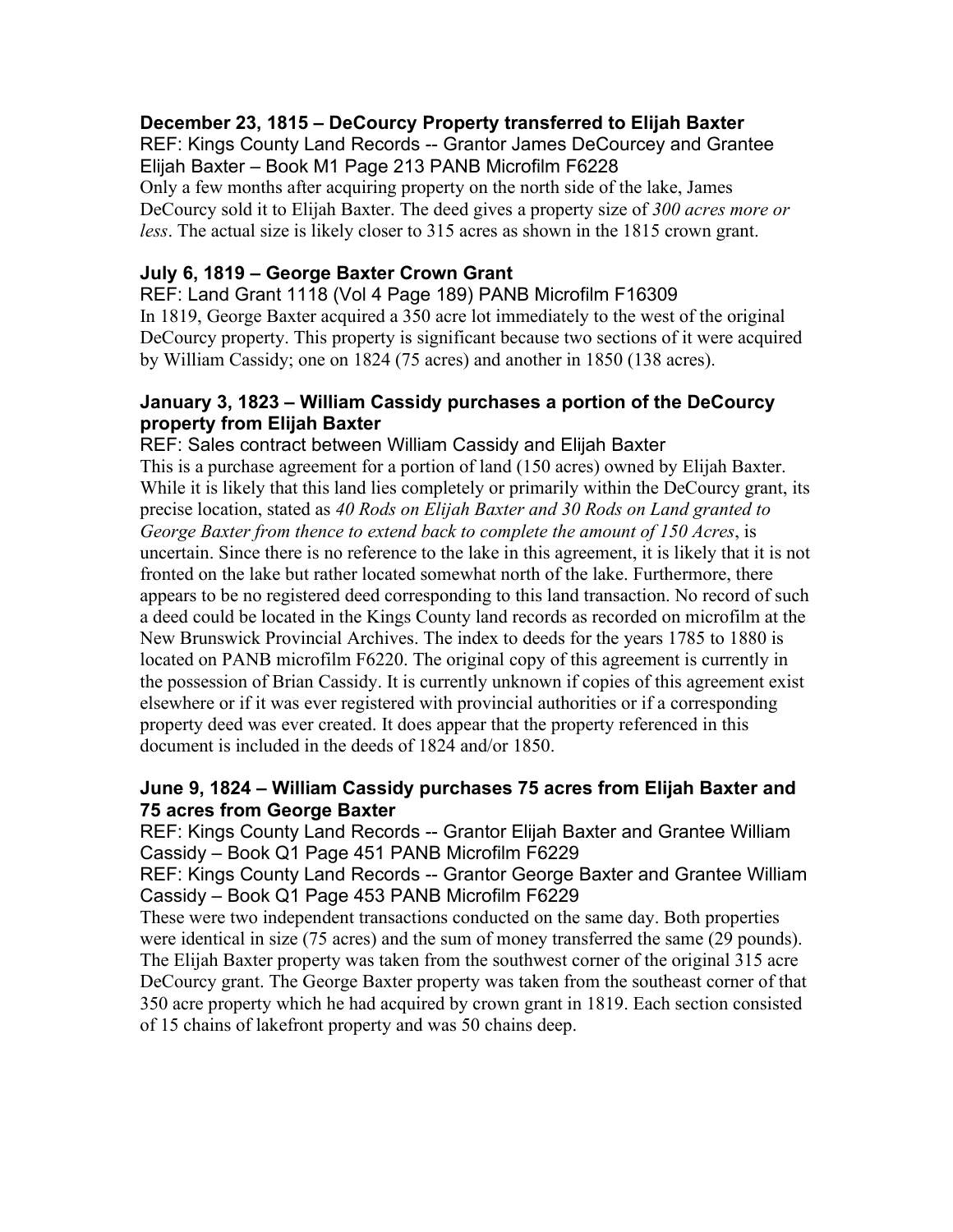### December 23, 1815 – DeCourcy Property transferred to Elijah Baxter

REF: Kings County Land Records -- Grantor James DeCourcey and Grantee Elijah Baxter – Book M1 Page 213 PANB Microfilm F6228

Only a few months after acquiring property on the north side of the lake, James DeCourcy sold it to Elijah Baxter. The deed gives a property size of *300 acres more or less*. The actual size is likely closer to 315 acres as shown in the 1815 crown grant.

### July 6, 1819 – George Baxter Crown Grant

REF: Land Grant 1118 (Vol 4 Page 189) PANB Microfilm F16309

In 1819, George Baxter acquired a 350 acre lot immediately to the west of the original DeCourcy property. This property is significant because two sections of it were acquired by William Cassidy; one on 1824 (75 acres) and another in 1850 (138 acres).

### January 3, 1823 – William Cassidy purchases a portion of the DeCourcy property from Elijah Baxter

REF: Sales contract between William Cassidy and Elijah Baxter

This is a purchase agreement for a portion of land (150 acres) owned by Elijah Baxter. While it is likely that this land lies completely or primarily within the DeCourcy grant, its precise location, stated as *40 Rods on Elijah Baxter and 30 Rods on Land granted to George Baxter from thence to extend back to complete the amount of 150 Acres*, is uncertain. Since there is no reference to the lake in this agreement, it is likely that it is not fronted on the lake but rather located somewhat north of the lake. Furthermore, there appears to be no registered deed corresponding to this land transaction. No record of such a deed could be located in the Kings County land records as recorded on microfilm at the New Brunswick Provincial Archives. The index to deeds for the years 1785 to 1880 is located on PANB microfilm F6220. The original copy of this agreement is currently in the possession of Brian Cassidy. It is currently unknown if copies of this agreement exist elsewhere or if it was ever registered with provincial authorities or if a corresponding property deed was ever created. It does appear that the property referenced in this document is included in the deeds of 1824 and/or 1850.

### June 9, 1824 – William Cassidy purchases 75 acres from Elijah Baxter and 75 acres from George Baxter

REF: Kings County Land Records -- Grantor Elijah Baxter and Grantee William Cassidy – Book Q1 Page 451 PANB Microfilm F6229

REF: Kings County Land Records -- Grantor George Baxter and Grantee William Cassidy – Book Q1 Page 453 PANB Microfilm F6229

These were two independent transactions conducted on the same day. Both properties were identical in size (75 acres) and the sum of money transferred the same (29 pounds). The Elijah Baxter property was taken from the southwest corner of the original 315 acre DeCourcy grant. The George Baxter property was taken from the southeast corner of that 350 acre property which he had acquired by crown grant in 1819. Each section consisted of 15 chains of lakefront property and was 50 chains deep.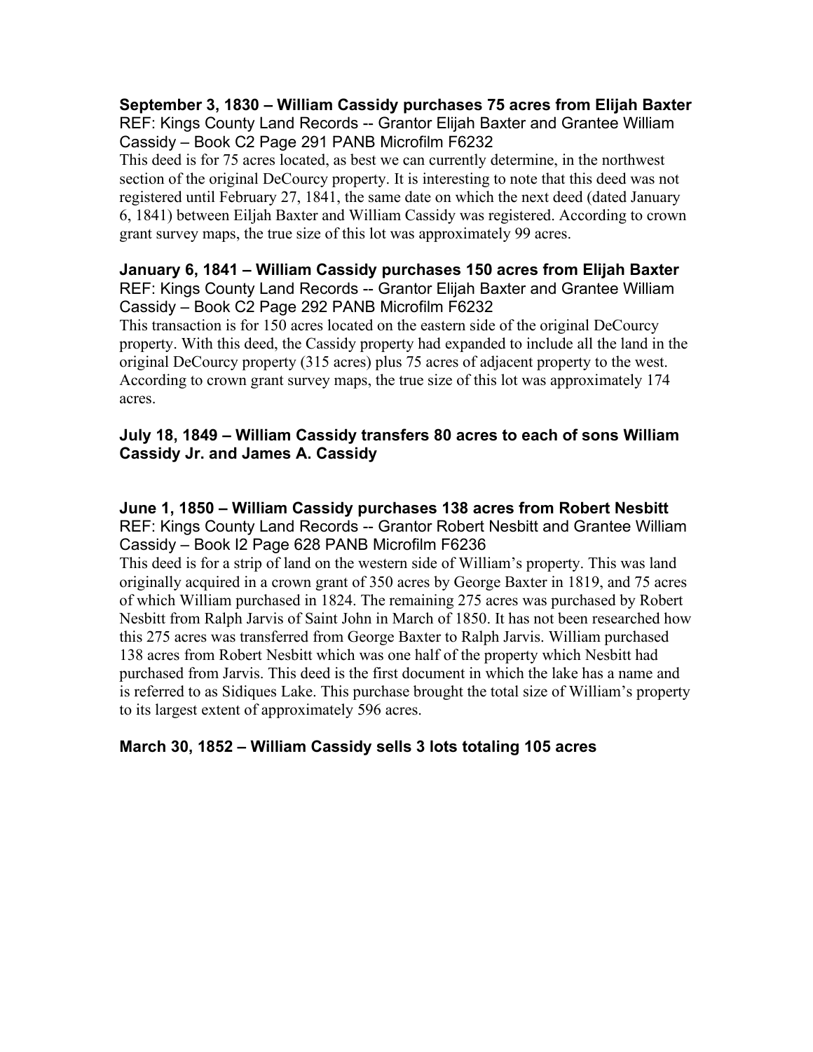**September 3, 1830 – William Cassidy purchases 75 acres from Elijah Baxter**
REF: Kings County Land Records -- Grantor Elijah Baxter and Grantee William Cassidy – Book C2 Page 291 PANB Microfilm F6232
This deed is for 75 acres located, as best we can currently determine, in the northwest section of the original DeCourcy property. It is interesting to note that this deed was not registered until February 27, 1841, the same date on which the next deed (dated January 6, 1841) between Eiljah Baxter and William Cassidy was registered. According to crown grant survey maps, the true size of this lot was approximately 99 acres.

**January 6, 1841 – William Cassidy purchases 150 acres from Elijah Baxter**
REF: Kings County Land Records -- Grantor Elijah Baxter and Grantee William Cassidy – Book C2 Page 292 PANB Microfilm F6232
This transaction is for 150 acres located on the eastern side of the original DeCourcy property. With this deed, the Cassidy property had expanded to include all the land in the original DeCourcy property (315 acres) plus 75 acres of adjacent property to the west. According to crown grant survey maps, the true size of this lot was approximately 174 acres.

**July 18, 1849 – William Cassidy transfers 80 acres to each of sons William Cassidy Jr. and James A. Cassidy**

**June 1, 1850 – William Cassidy purchases 138 acres from Robert Nesbitt**
REF: Kings County Land Records -- Grantor Robert Nesbitt and Grantee William Cassidy – Book I2 Page 628 PANB Microfilm F6236
This deed is for a strip of land on the western side of William's property. This was land originally acquired in a crown grant of 350 acres by George Baxter in 1819, and 75 acres of which William purchased in 1824. The remaining 275 acres was purchased by Robert Nesbitt from Ralph Jarvis of Saint John in March of 1850. It has not been researched how this 275 acres was transferred from George Baxter to Ralph Jarvis. William purchased 138 acres from Robert Nesbitt which was one half of the property which Nesbitt had purchased from Jarvis. This deed is the first document in which the lake has a name and is referred to as Sidiques Lake. This purchase brought the total size of William's property to its largest extent of approximately 596 acres.

**March 30, 1852 – William Cassidy sells 3 lots totaling 105 acres**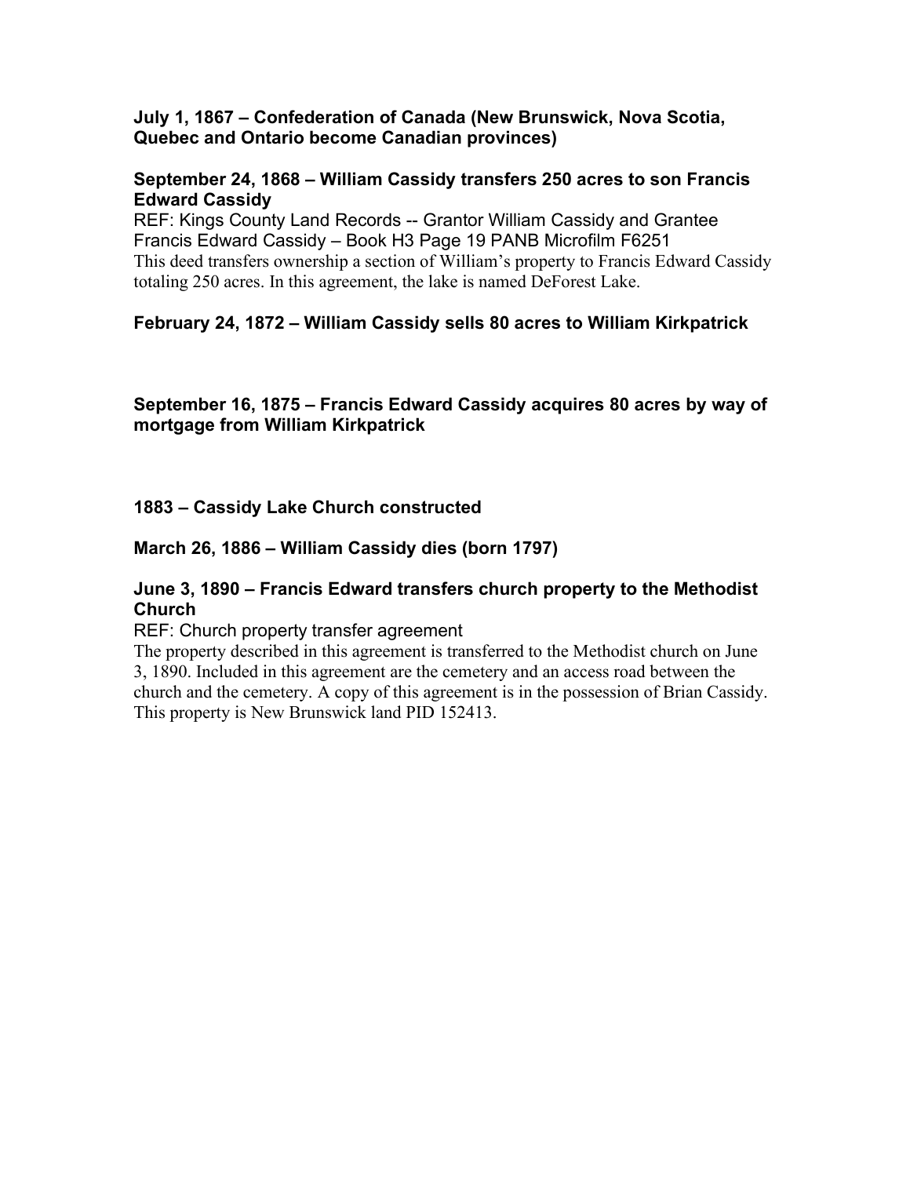**July 1, 1867 – Confederation of Canada (New Brunswick, Nova Scotia, Quebec and Ontario become Canadian provinces)**

**September 24, 1868 – William Cassidy transfers 250 acres to son Francis Edward Cassidy**

REF: Kings County Land Records -- Grantor William Cassidy and Grantee Francis Edward Cassidy – Book H3 Page 19 PANB Microfilm F6251

This deed transfers ownership a section of William's property to Francis Edward Cassidy totaling 250 acres. In this agreement, the lake is named DeForest Lake.

**February 24, 1872 – William Cassidy sells 80 acres to William Kirkpatrick**

**September 16, 1875 – Francis Edward Cassidy acquires 80 acres by way of mortgage from William Kirkpatrick**

**1883 – Cassidy Lake Church constructed**

**March 26, 1886 – William Cassidy dies (born 1797)**

**June 3, 1890 – Francis Edward transfers church property to the Methodist Church**

REF: Church property transfer agreement

The property described in this agreement is transferred to the Methodist church on June 3, 1890. Included in this agreement are the cemetery and an access road between the church and the cemetery. A copy of this agreement is in the possession of Brian Cassidy. This property is New Brunswick land PID 152413.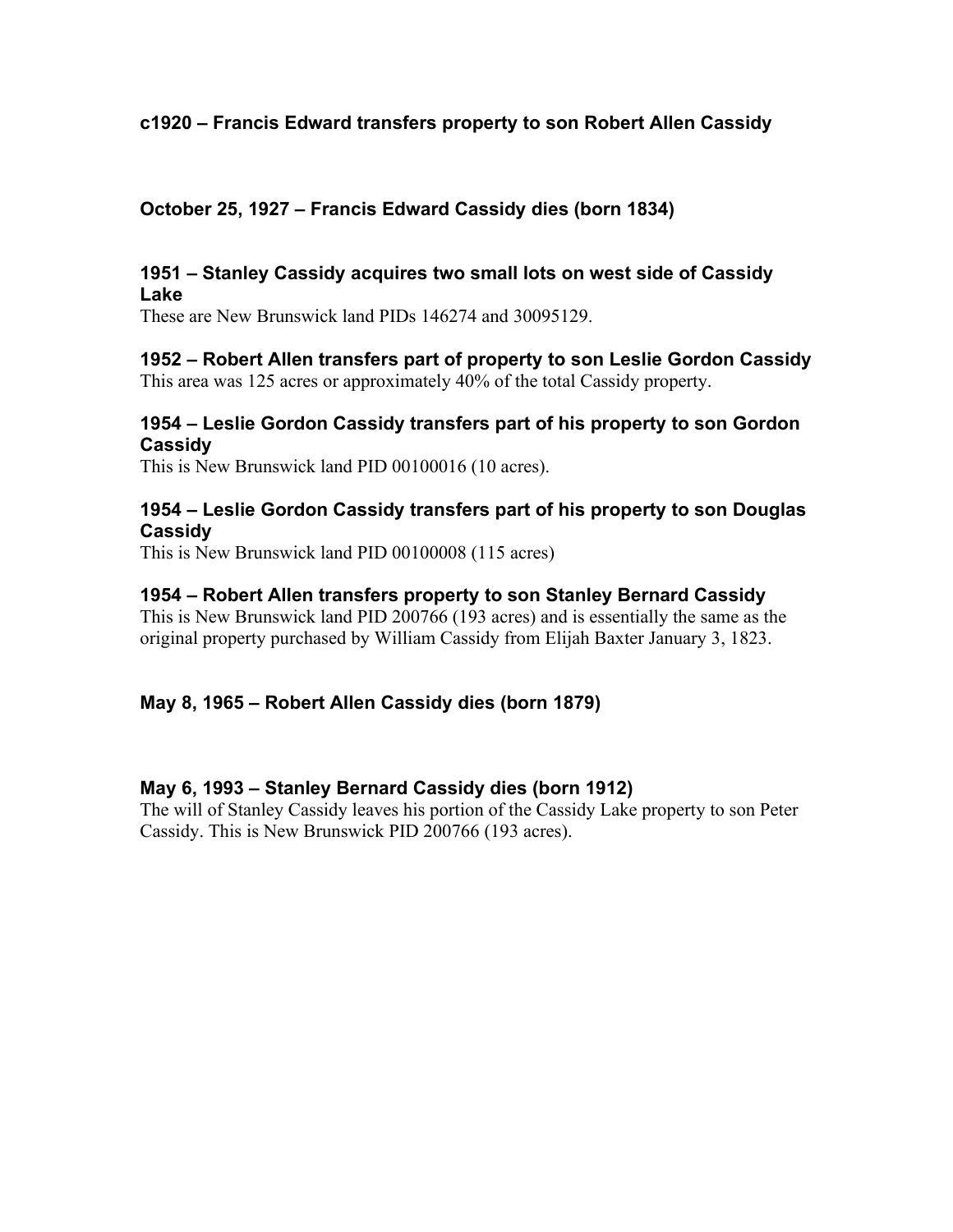### c1920 – Francis Edward transfers property to son Robert Allen Cassidy

### October 25, 1927 – Francis Edward Cassidy dies (born 1834)

### 1951 – Stanley Cassidy acquires two small lots on west side of Cassidy Lake

These are New Brunswick land PIDs 146274 and 30095129.

### 1952 – Robert Allen transfers part of property to son Leslie Gordon Cassidy

This area was 125 acres or approximately 40% of the total Cassidy property.

### 1954 – Leslie Gordon Cassidy transfers part of his property to son Gordon Cassidy

This is New Brunswick land PID 00100016 (10 acres).

### 1954 – Leslie Gordon Cassidy transfers part of his property to son Douglas Cassidy

This is New Brunswick land PID 00100008 (115 acres)

### 1954 – Robert Allen transfers property to son Stanley Bernard Cassidy

This is New Brunswick land PID 200766 (193 acres) and is essentially the same as the original property purchased by William Cassidy from Elijah Baxter January 3, 1823.

### May 8, 1965 – Robert Allen Cassidy dies (born 1879)

### May 6, 1993 – Stanley Bernard Cassidy dies (born 1912)

The will of Stanley Cassidy leaves his portion of the Cassidy Lake property to son Peter Cassidy. This is New Brunswick PID 200766 (193 acres).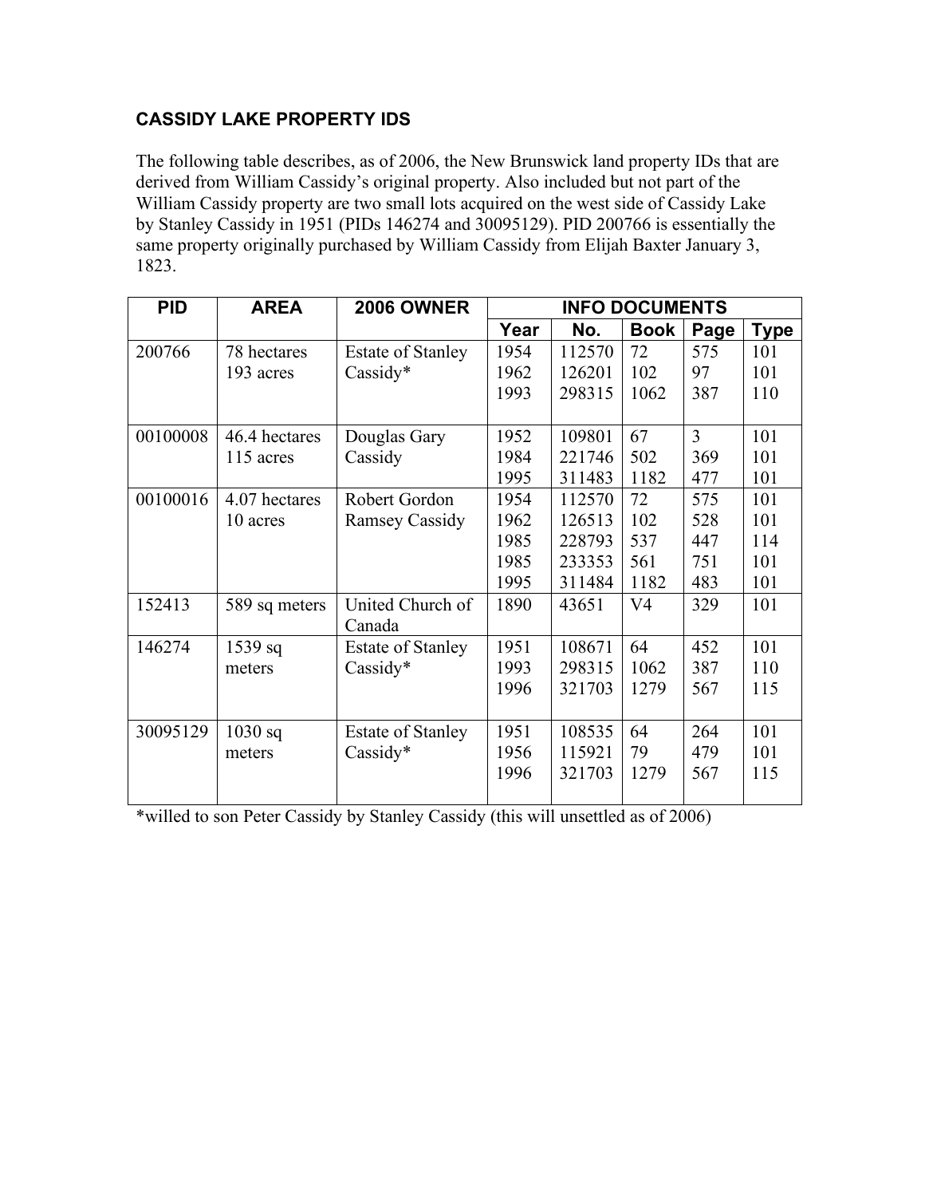## CASSIDY LAKE PROPERTY IDS

The following table describes, as of 2006, the New Brunswick land property IDs that are derived from William Cassidy's original property. Also included but not part of the William Cassidy property are two small lots acquired on the west side of Cassidy Lake by Stanley Cassidy in 1951 (PIDs 146274 and 30095129). PID 200766 is essentially the same property originally purchased by William Cassidy from Elijah Baxter January 3, 1823.

| PID | AREA | 2006 OWNER | INFO DOCUMENTS | | | | |
|---|---|---|---|---|---|---|---|
| | | | Year | No. | Book | Page | Type |
| 200766 | 78 hectares<br>193 acres | Estate of Stanley Cassidy* | 1954<br>1962<br>1993 | 112570<br>126201<br>298315 | 72<br>102<br>1062 | 575<br>97<br>387 | 101<br>101<br>110 |
| 00100008 | 46.4 hectares<br>115 acres | Douglas Gary Cassidy | 1952<br>1984<br>1995 | 109801<br>221746<br>311483 | 67<br>502<br>1182 | 3<br>369<br>477 | 101<br>101<br>101 |
| 00100016 | 4.07 hectares<br>10 acres | Robert Gordon Ramsey Cassidy | 1954<br>1962<br>1985<br>1985<br>1995 | 112570<br>126513<br>228793<br>233353<br>311484 | 72<br>102<br>537<br>561<br>1182 | 575<br>528<br>447<br>751<br>483 | 101<br>101<br>114<br>101<br>101 |
| 152413 | 589 sq meters | United Church of Canada | 1890 | 43651 | V4 | 329 | 101 |
| 146274 | 1539 sq meters | Estate of Stanley Cassidy* | 1951<br>1993<br>1996 | 108671<br>298315<br>321703 | 64<br>1062<br>1279 | 452<br>387<br>567 | 101<br>110<br>115 |
| 30095129 | 1030 sq meters | Estate of Stanley Cassidy* | 1951<br>1956<br>1996 | 108535<br>115921<br>321703 | 64<br>79<br>1279 | 264<br>479<br>567 | 101<br>101<br>115 |

*willed to son Peter Cassidy by Stanley Cassidy (this will unsettled as of 2006)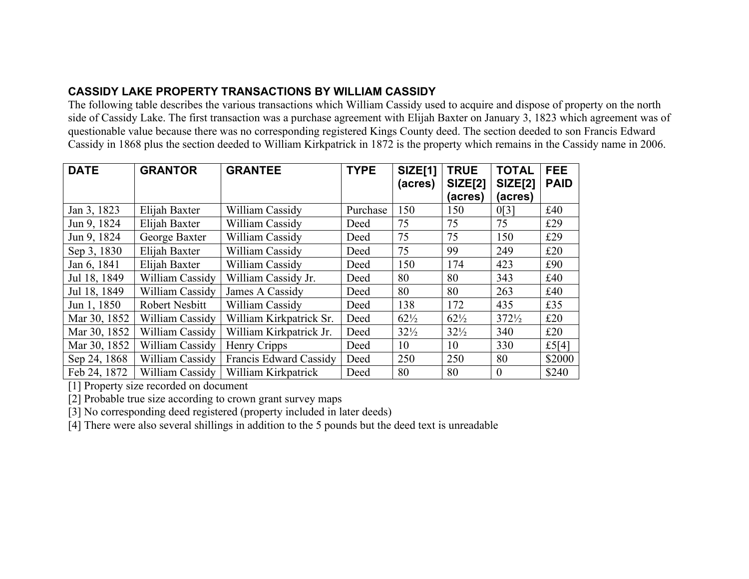## CASSIDY LAKE PROPERTY TRANSACTIONS BY WILLIAM CASSIDY

The following table describes the various transactions which William Cassidy used to acquire and dispose of property on the north side of Cassidy Lake. The first transaction was a purchase agreement with Elijah Baxter on January 3, 1823 which agreement was of questionable value because there was no corresponding registered Kings County deed. The section deeded to son Francis Edward Cassidy in 1868 plus the section deeded to William Kirkpatrick in 1872 is the property which remains in the Cassidy name in 2006.

| DATE | GRANTOR | GRANTEE | TYPE | SIZE[1] (acres) | TRUE SIZE[2] (acres) | TOTAL SIZE[2] (acres) | FEE PAID |
|---|---|---|---|---|---|---|---|
| Jan 3, 1823 | Elijah Baxter | William Cassidy | Purchase | 150 | 150 | 0[3] | £40 |
| Jun 9, 1824 | Elijah Baxter | William Cassidy | Deed | 75 | 75 | 75 | £29 |
| Jun 9, 1824 | George Baxter | William Cassidy | Deed | 75 | 75 | 150 | £29 |
| Sep 3, 1830 | Elijah Baxter | William Cassidy | Deed | 75 | 99 | 249 | £20 |
| Jan 6, 1841 | Elijah Baxter | William Cassidy | Deed | 150 | 174 | 423 | £90 |
| Jul 18, 1849 | William Cassidy | William Cassidy Jr. | Deed | 80 | 80 | 343 | £40 |
| Jul 18, 1849 | William Cassidy | James A Cassidy | Deed | 80 | 80 | 263 | £40 |
| Jun 1, 1850 | Robert Nesbitt | William Cassidy | Deed | 138 | 172 | 435 | £35 |
| Mar 30, 1852 | William Cassidy | William Kirkpatrick Sr. | Deed | 62½ | 62½ | 372½ | £20 |
| Mar 30, 1852 | William Cassidy | William Kirkpatrick Jr. | Deed | 32½ | 32½ | 340 | £20 |
| Mar 30, 1852 | William Cassidy | Henry Cripps | Deed | 10 | 10 | 330 | £5[4] |
| Sep 24, 1868 | William Cassidy | Francis Edward Cassidy | Deed | 250 | 250 | 80 | $2000 |
| Feb 24, 1872 | William Cassidy | William Kirkpatrick | Deed | 80 | 80 | 0 | $240 |

[1] Property size recorded on document

[2] Probable true size according to crown grant survey maps

[3] No corresponding deed registered (property included in later deeds)

[4] There were also several shillings in addition to the 5 pounds but the deed text is unreadable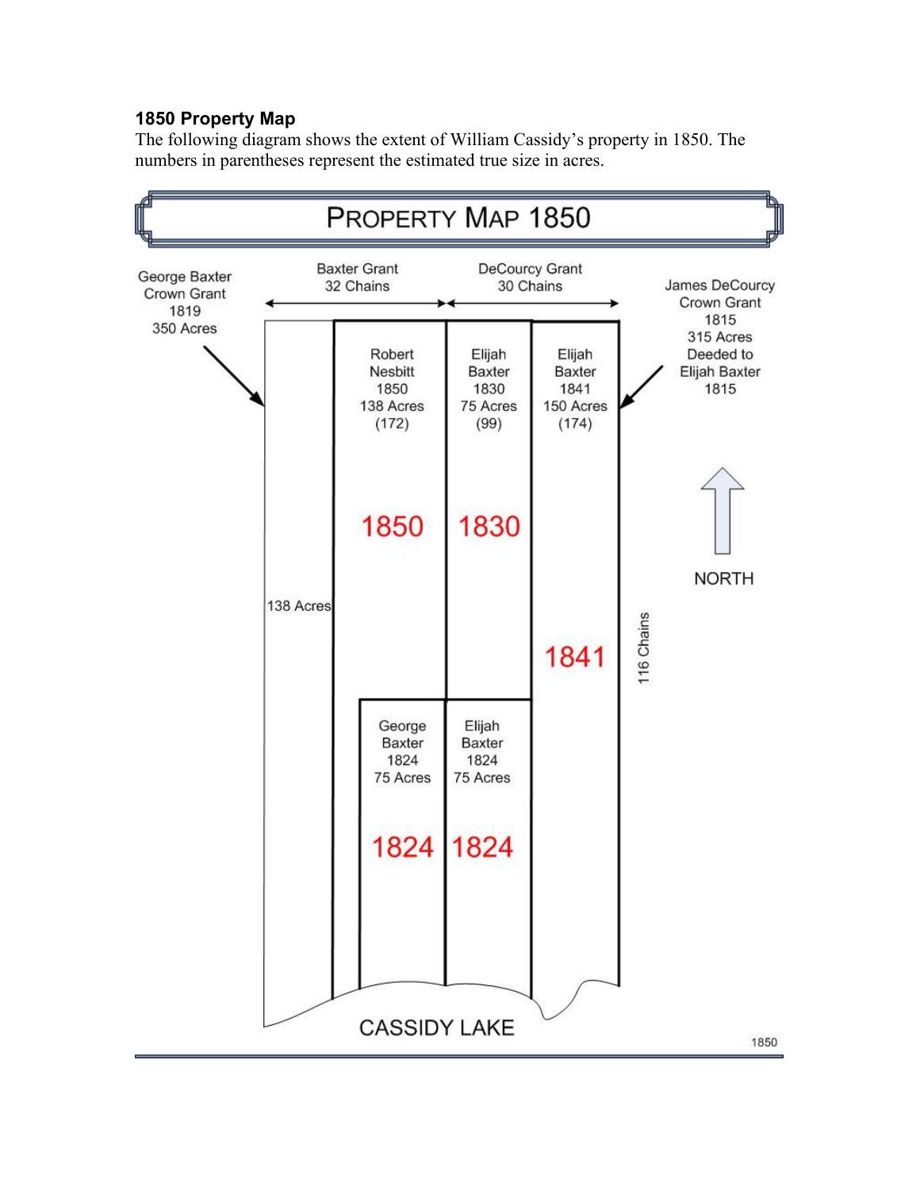**1850 Property Map**

The following diagram shows the extent of William Cassidy's property in 1850. The numbers in parentheses represent the estimated true size in acres.

PROPERTY MAP 1850

George Baxter Crown Grant 1819 350 Acres

Baxter Grant 32 Chains

DeCourcy Grant 30 Chains

James DeCourcy Crown Grant 1815 315 Acres Deeded to Elijah Baxter 1815

Robert Nesbitt 1850 138 Acres (172)

Elijah Baxter 1830 75 Acres (99)

Elijah Baxter 1841 150 Acres (174)

1850

1830

1841

138 Acres

116 Chains

NORTH

George Baxter 1824 75 Acres

Elijah Baxter 1824 75 Acres

1824

1824

CASSIDY LAKE

1850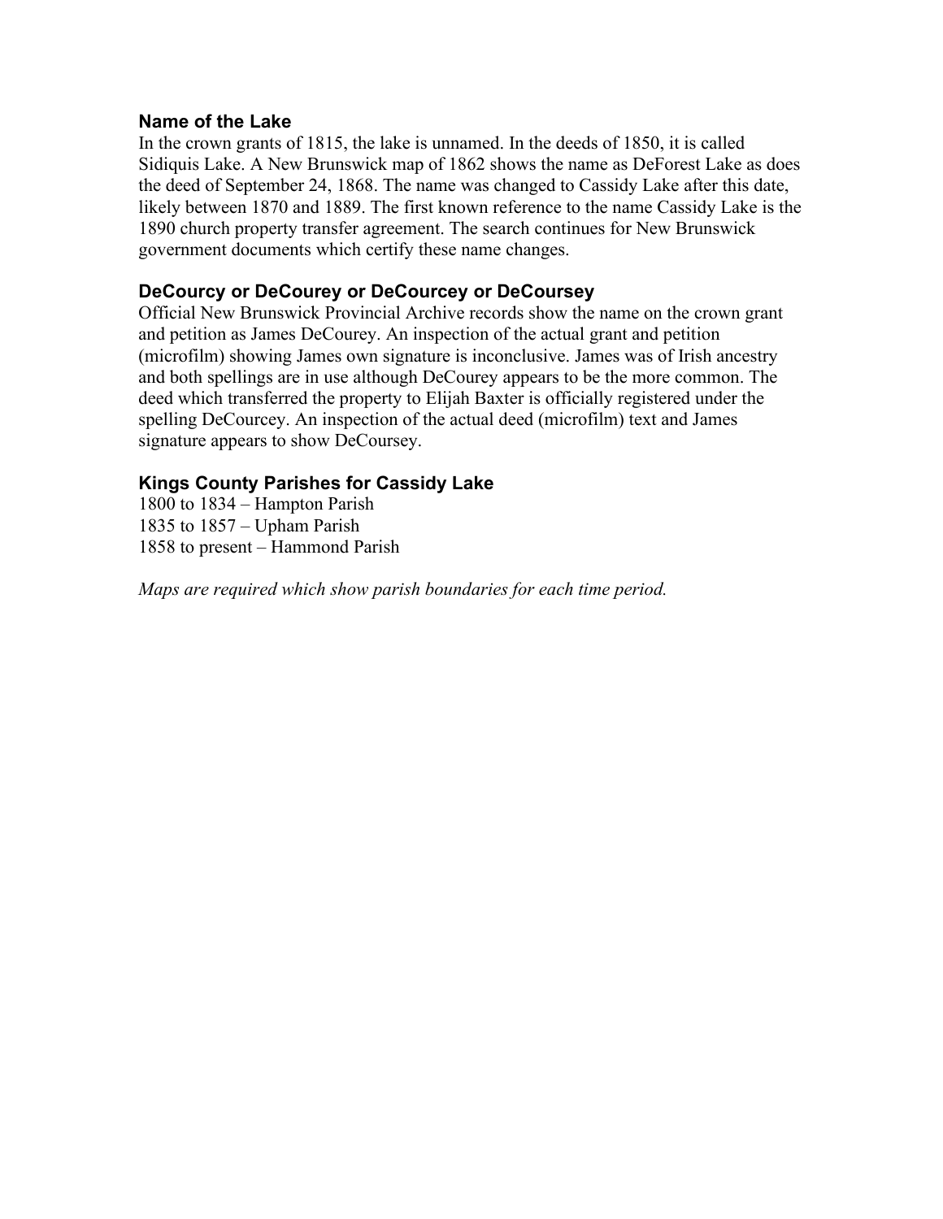### Name of the Lake

In the crown grants of 1815, the lake is unnamed. In the deeds of 1850, it is called Sidiquis Lake. A New Brunswick map of 1862 shows the name as DeForest Lake as does the deed of September 24, 1868. The name was changed to Cassidy Lake after this date, likely between 1870 and 1889. The first known reference to the name Cassidy Lake is the 1890 church property transfer agreement. The search continues for New Brunswick government documents which certify these name changes.

### DeCourcy or DeCourey or DeCourcey or DeCoursey

Official New Brunswick Provincial Archive records show the name on the crown grant and petition as James DeCourey. An inspection of the actual grant and petition (microfilm) showing James own signature is inconclusive. James was of Irish ancestry and both spellings are in use although DeCourey appears to be the more common. The deed which transferred the property to Elijah Baxter is officially registered under the spelling DeCourcey. An inspection of the actual deed (microfilm) text and James signature appears to show DeCoursey.

### Kings County Parishes for Cassidy Lake

1800 to 1834 – Hampton Parish
1835 to 1857 – Upham Parish
1858 to present – Hammond Parish

*Maps are required which show parish boundaries for each time period.*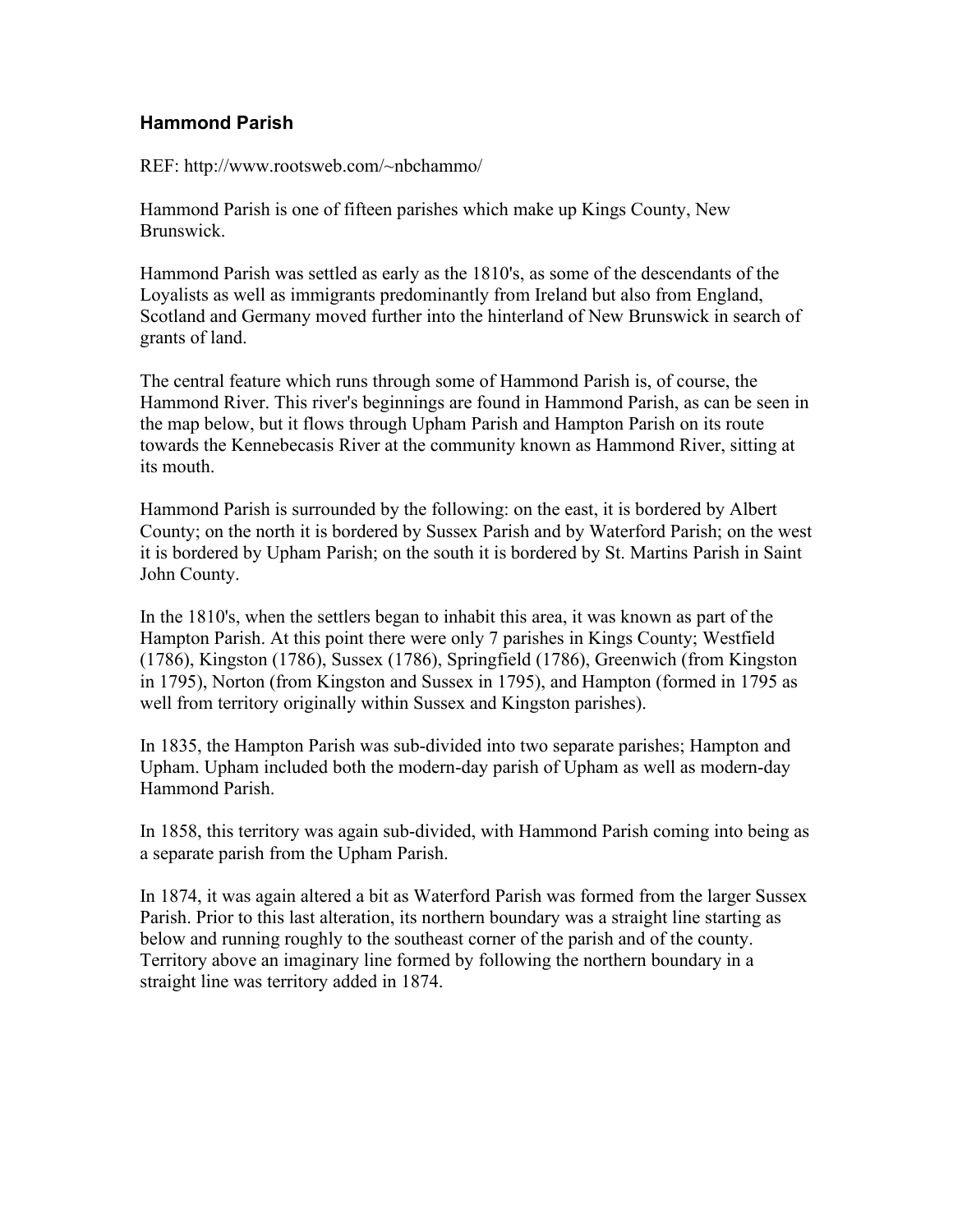## Hammond Parish

REF: http://www.rootsweb.com/~nbchammo/

Hammond Parish is one of fifteen parishes which make up Kings County, New Brunswick.

Hammond Parish was settled as early as the 1810's, as some of the descendants of the Loyalists as well as immigrants predominantly from Ireland but also from England, Scotland and Germany moved further into the hinterland of New Brunswick in search of grants of land.

The central feature which runs through some of Hammond Parish is, of course, the Hammond River. This river's beginnings are found in Hammond Parish, as can be seen in the map below, but it flows through Upham Parish and Hampton Parish on its route towards the Kennebecasis River at the community known as Hammond River, sitting at its mouth.

Hammond Parish is surrounded by the following: on the east, it is bordered by Albert County; on the north it is bordered by Sussex Parish and by Waterford Parish; on the west it is bordered by Upham Parish; on the south it is bordered by St. Martins Parish in Saint John County.

In the 1810's, when the settlers began to inhabit this area, it was known as part of the Hampton Parish. At this point there were only 7 parishes in Kings County; Westfield (1786), Kingston (1786), Sussex (1786), Springfield (1786), Greenwich (from Kingston in 1795), Norton (from Kingston and Sussex in 1795), and Hampton (formed in 1795 as well from territory originally within Sussex and Kingston parishes).

In 1835, the Hampton Parish was sub-divided into two separate parishes; Hampton and Upham. Upham included both the modern-day parish of Upham as well as modern-day Hammond Parish.

In 1858, this territory was again sub-divided, with Hammond Parish coming into being as a separate parish from the Upham Parish.

In 1874, it was again altered a bit as Waterford Parish was formed from the larger Sussex Parish. Prior to this last alteration, its northern boundary was a straight line starting as below and running roughly to the southeast corner of the parish and of the county. Territory above an imaginary line formed by following the northern boundary in a straight line was territory added in 1874.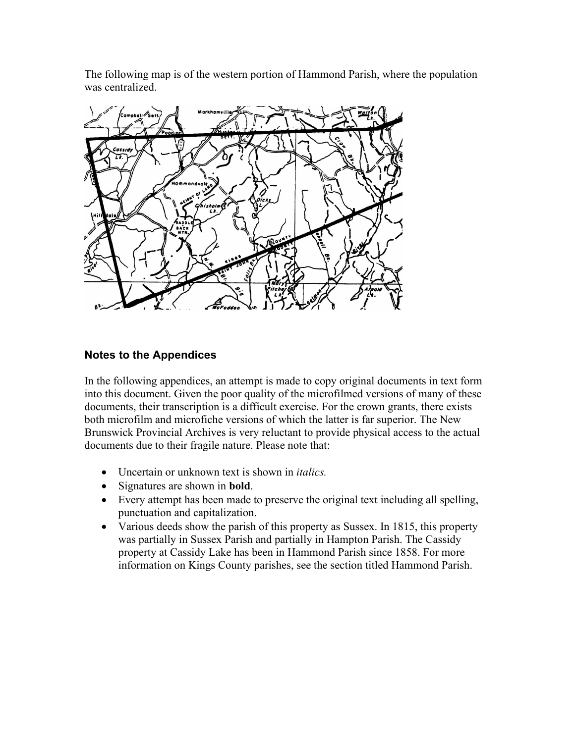The following map is of the western portion of Hammond Parish, where the population was centralized.

## Notes to the Appendices

In the following appendices, an attempt is made to copy original documents in text form into this document. Given the poor quality of the microfilmed versions of many of these documents, their transcription is a difficult exercise. For the crown grants, there exists both microfilm and microfiche versions of which the latter is far superior. The New Brunswick Provincial Archives is very reluctant to provide physical access to the actual documents due to their fragile nature. Please note that:

- Uncertain or unknown text is shown in *italics.*
- Signatures are shown in **bold**.
- Every attempt has been made to preserve the original text including all spelling, punctuation and capitalization.
- Various deeds show the parish of this property as Sussex. In 1815, this property was partially in Sussex Parish and partially in Hampton Parish. The Cassidy property at Cassidy Lake has been in Hammond Parish since 1858. For more information on Kings County parishes, see the section titled Hammond Parish.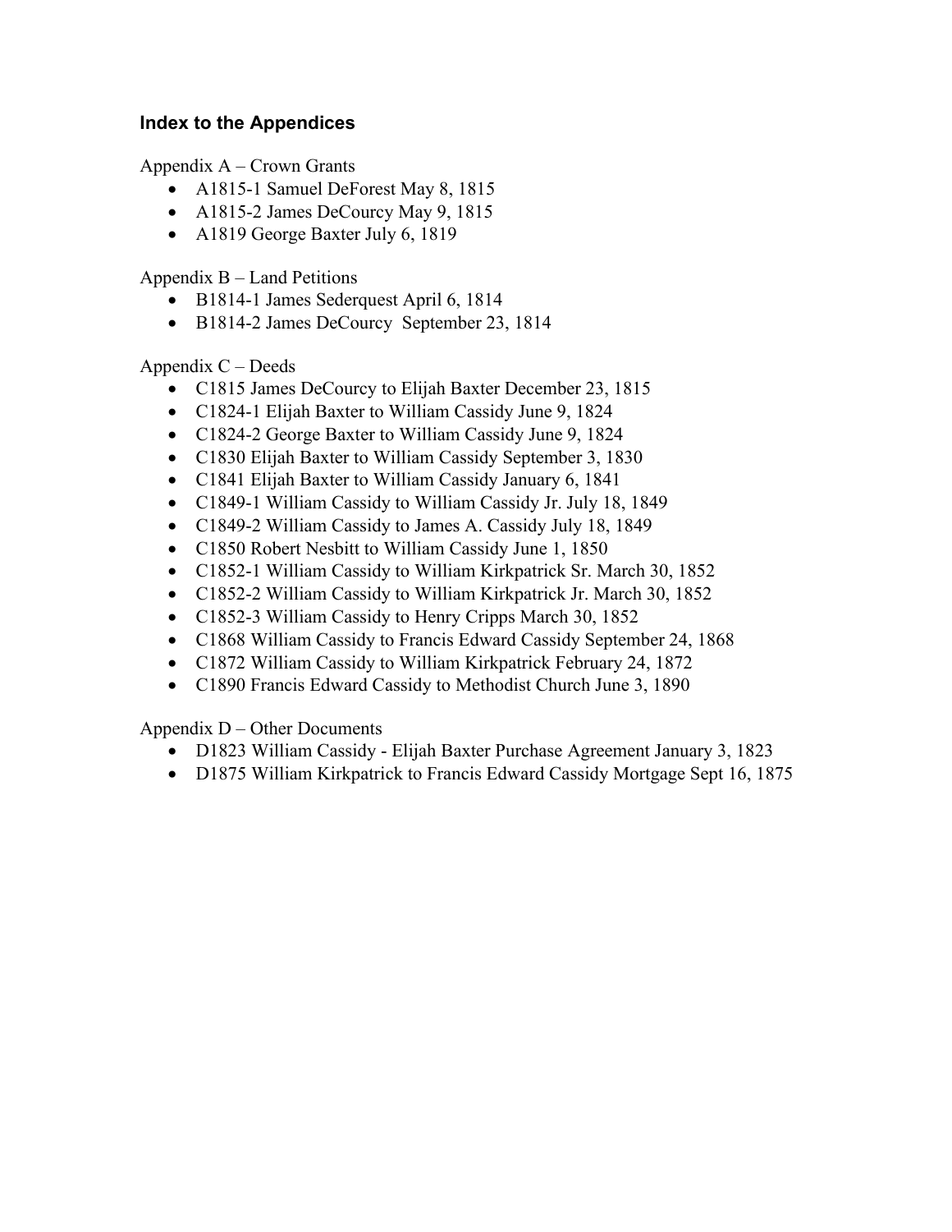### Index to the Appendices

Appendix A – Crown Grants

- A1815-1 Samuel DeForest May 8, 1815
- A1815-2 James DeCourcy May 9, 1815
- A1819 George Baxter July 6, 1819

Appendix B – Land Petitions

- B1814-1 James Sederquest April 6, 1814
- B1814-2 James DeCourcy September 23, 1814

Appendix C – Deeds

- C1815 James DeCourcy to Elijah Baxter December 23, 1815
- C1824-1 Elijah Baxter to William Cassidy June 9, 1824
- C1824-2 George Baxter to William Cassidy June 9, 1824
- C1830 Elijah Baxter to William Cassidy September 3, 1830
- C1841 Elijah Baxter to William Cassidy January 6, 1841
- C1849-1 William Cassidy to William Cassidy Jr. July 18, 1849
- C1849-2 William Cassidy to James A. Cassidy July 18, 1849
- C1850 Robert Nesbitt to William Cassidy June 1, 1850
- C1852-1 William Cassidy to William Kirkpatrick Sr. March 30, 1852
- C1852-2 William Cassidy to William Kirkpatrick Jr. March 30, 1852
- C1852-3 William Cassidy to Henry Cripps March 30, 1852
- C1868 William Cassidy to Francis Edward Cassidy September 24, 1868
- C1872 William Cassidy to William Kirkpatrick February 24, 1872
- C1890 Francis Edward Cassidy to Methodist Church June 3, 1890

Appendix D – Other Documents

- D1823 William Cassidy - Elijah Baxter Purchase Agreement January 3, 1823
- D1875 William Kirkpatrick to Francis Edward Cassidy Mortgage Sept 16, 1875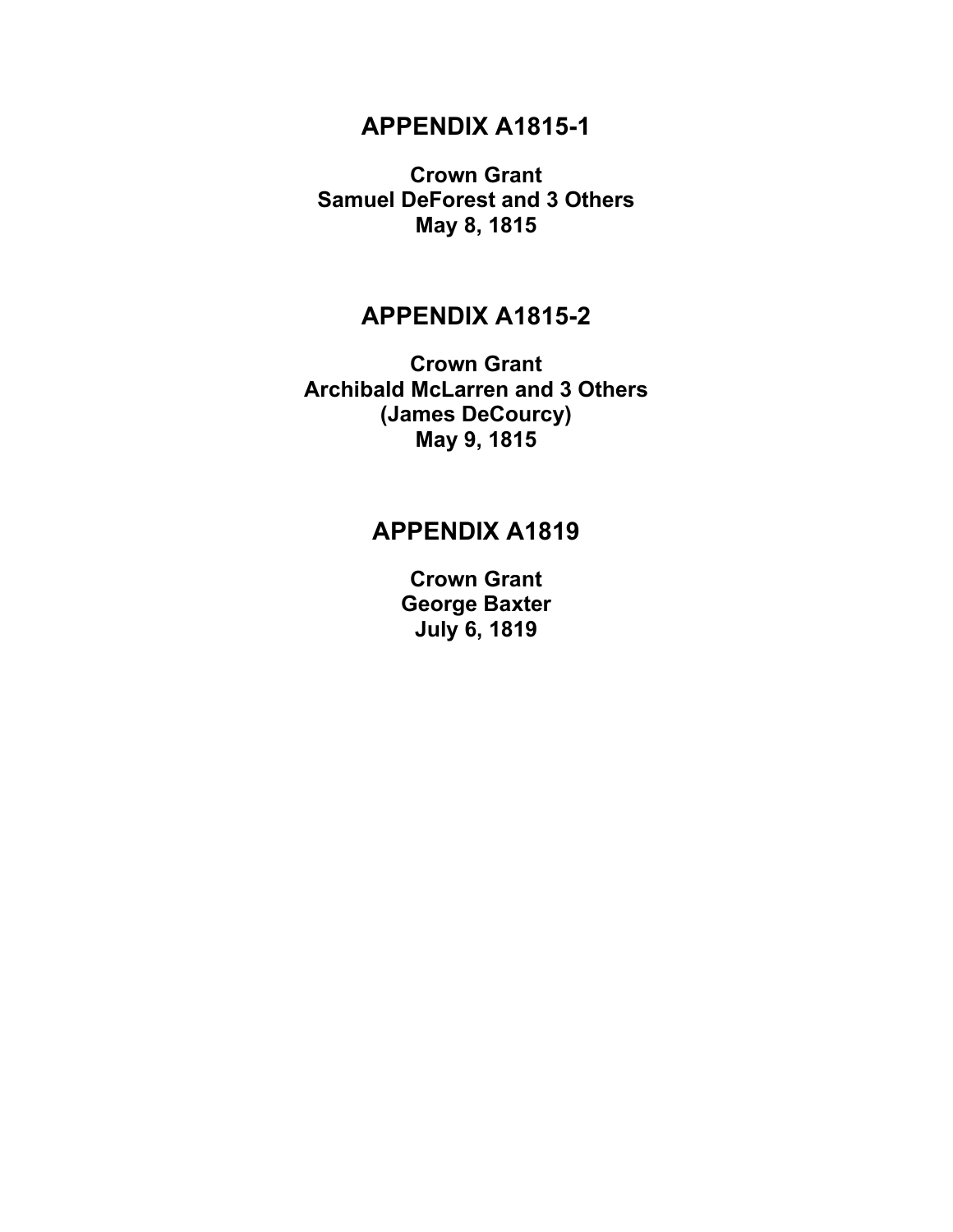## APPENDIX A1815-1

**Crown Grant**
**Samuel DeForest and 3 Others**
**May 8, 1815**

## APPENDIX A1815-2

**Crown Grant**
**Archibald McLarren and 3 Others**
**(James DeCourcy)**
**May 9, 1815**

## APPENDIX A1819

**Crown Grant**
**George Baxter**
**July 6, 1819**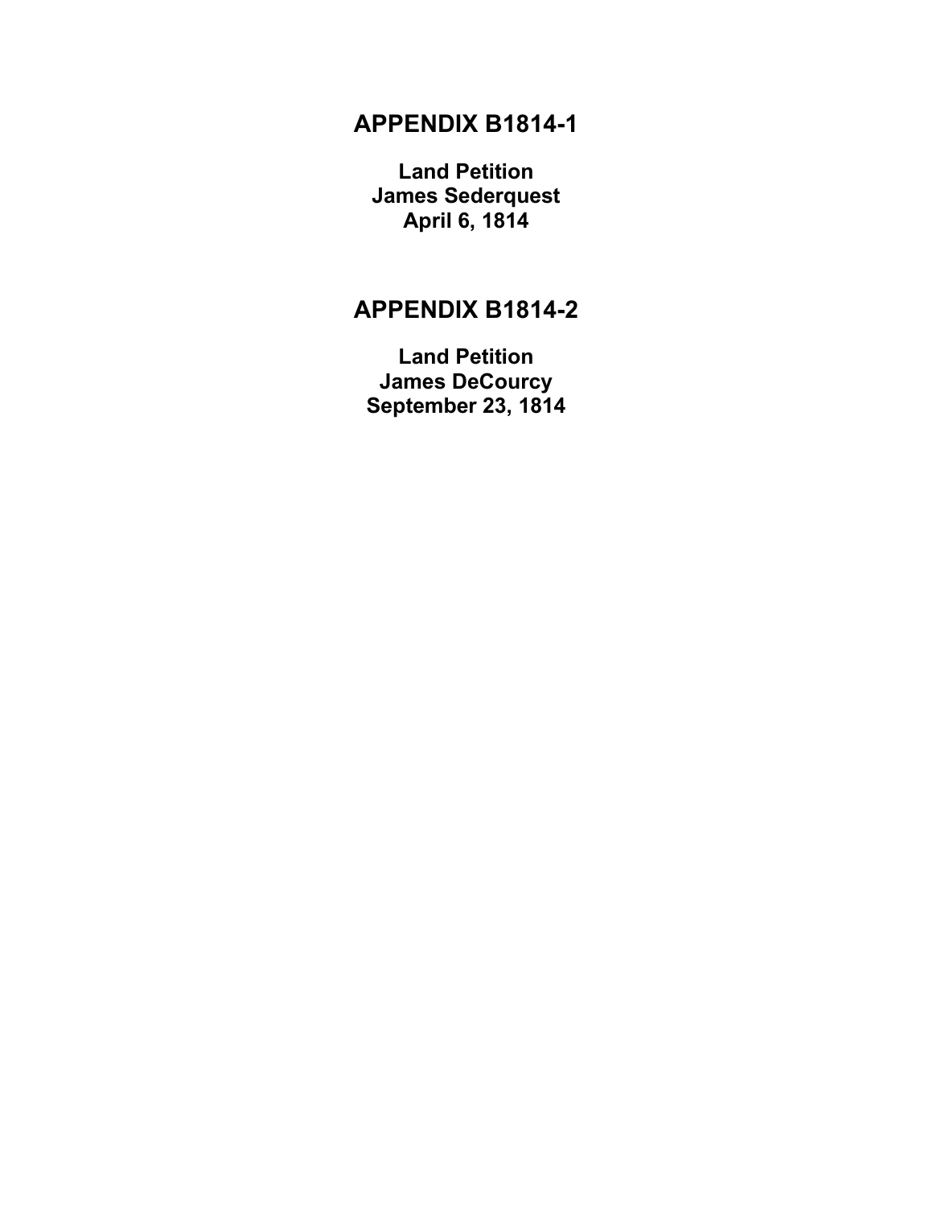# APPENDIX B1814-1

**Land Petition**
**James Sederquest**
**April 6, 1814**

# APPENDIX B1814-2

**Land Petition**
**James DeCourcy**
**September 23, 1814**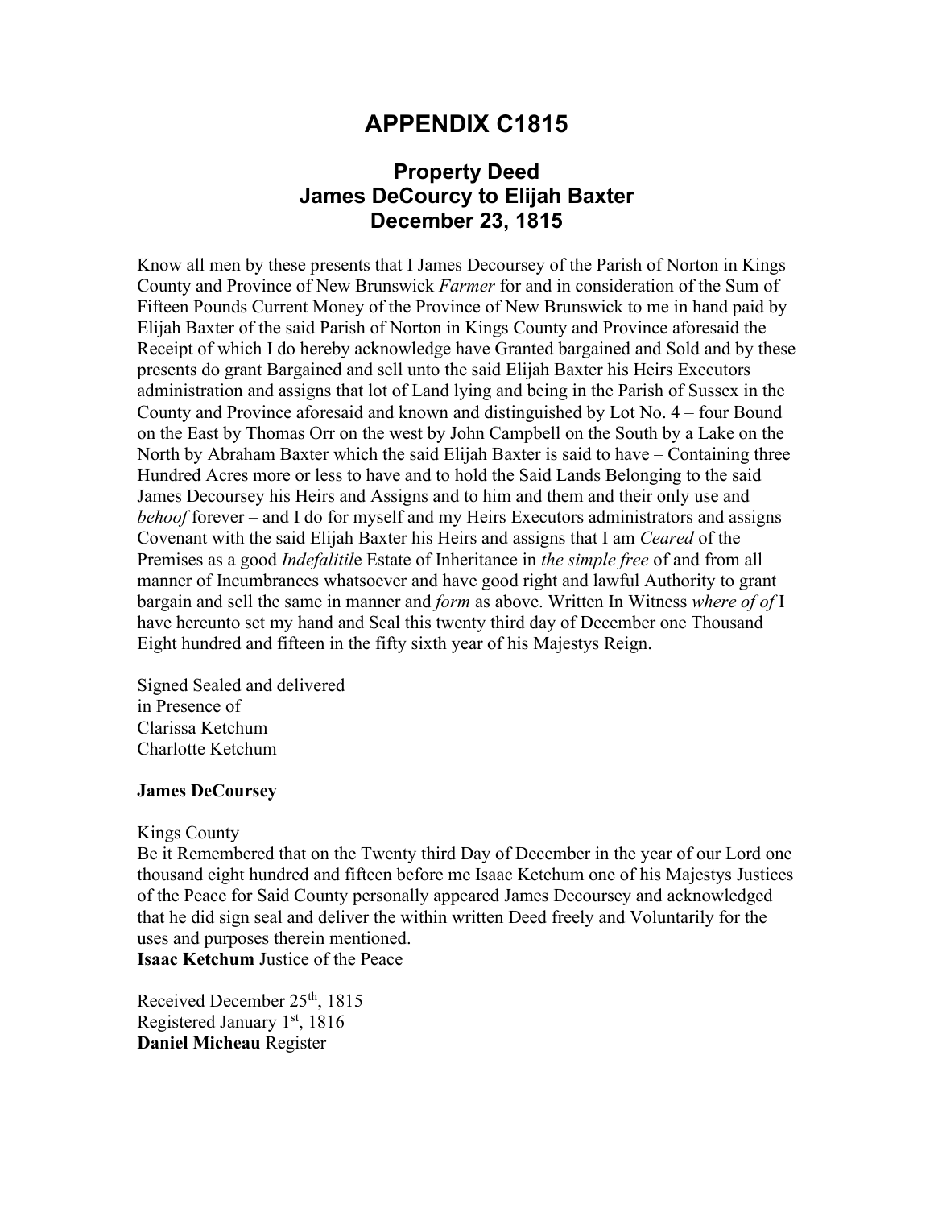# APPENDIX C1815

## Property Deed
## James DeCourcy to Elijah Baxter
## December 23, 1815

Know all men by these presents that I James Decoursey of the Parish of Norton in Kings County and Province of New Brunswick *Farmer* for and in consideration of the Sum of Fifteen Pounds Current Money of the Province of New Brunswick to me in hand paid by Elijah Baxter of the said Parish of Norton in Kings County and Province aforesaid the Receipt of which I do hereby acknowledge have Granted bargained and Sold and by these presents do grant Bargained and sell unto the said Elijah Baxter his Heirs Executors administration and assigns that lot of Land lying and being in the Parish of Sussex in the County and Province aforesaid and known and distinguished by Lot No. 4 – four Bound on the East by Thomas Orr on the west by John Campbell on the South by a Lake on the North by Abraham Baxter which the said Elijah Baxter is said to have – Containing three Hundred Acres more or less to have and to hold the Said Lands Belonging to the said James Decoursey his Heirs and Assigns and to him and them and their only use and *behoof* forever – and I do for myself and my Heirs Executors administrators and assigns Covenant with the said Elijah Baxter his Heirs and assigns that I am *Ceared* of the Premises as a good *Indefalitil*e Estate of Inheritance in *the simple free* of and from all manner of Incumbrances whatsoever and have good right and lawful Authority to grant bargain and sell the same in manner and *form* as above. Written In Witness *where of of* I have hereunto set my hand and Seal this twenty third day of December one Thousand Eight hundred and fifteen in the fifty sixth year of his Majestys Reign.

Signed Sealed and delivered
in Presence of
Clarissa Ketchum
Charlotte Ketchum

**James DeCoursey**

Kings County
Be it Remembered that on the Twenty third Day of December in the year of our Lord one thousand eight hundred and fifteen before me Isaac Ketchum one of his Majestys Justices of the Peace for Said County personally appeared James Decoursey and acknowledged that he did sign seal and deliver the within written Deed freely and Voluntarily for the uses and purposes therein mentioned.
**Isaac Ketchum** Justice of the Peace

Received December 25th, 1815
Registered January 1st, 1816
**Daniel Micheau** Register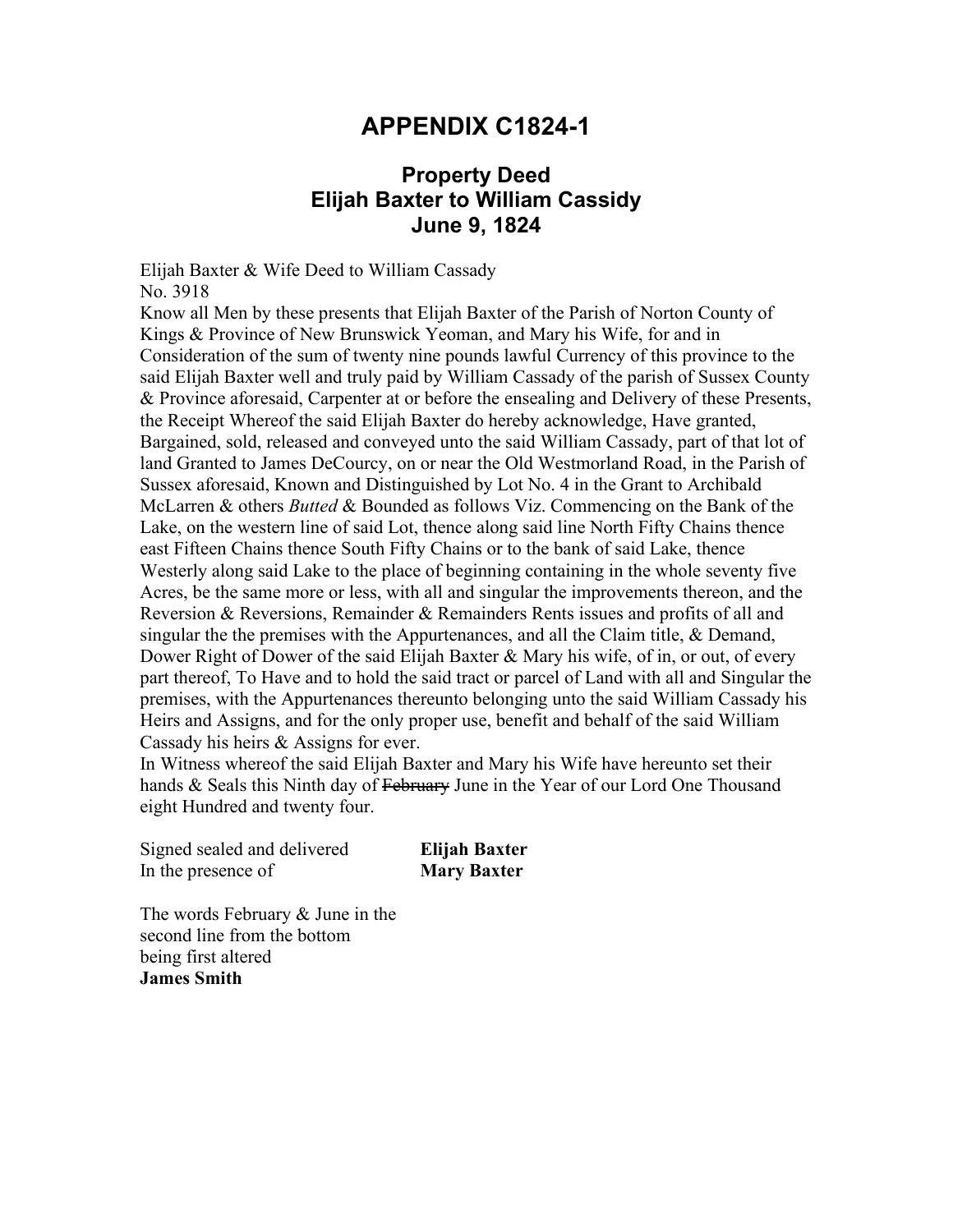# APPENDIX C1824-1

## Property Deed
## Elijah Baxter to William Cassidy
## June 9, 1824

Elijah Baxter & Wife Deed to William Cassady
No. 3918
Know all Men by these presents that Elijah Baxter of the Parish of Norton County of Kings & Province of New Brunswick Yeoman, and Mary his Wife, for and in Consideration of the sum of twenty nine pounds lawful Currency of this province to the said Elijah Baxter well and truly paid by William Cassady of the parish of Sussex County & Province aforesaid, Carpenter at or before the ensealing and Delivery of these Presents, the Receipt Whereof the said Elijah Baxter do hereby acknowledge, Have granted, Bargained, sold, released and conveyed unto the said William Cassady, part of that lot of land Granted to James DeCourcy, on or near the Old Westmorland Road, in the Parish of Sussex aforesaid, Known and Distinguished by Lot No. 4 in the Grant to Archibald McLarren & others *Butted* & Bounded as follows Viz. Commencing on the Bank of the Lake, on the western line of said Lot, thence along said line North Fifty Chains thence east Fifteen Chains thence South Fifty Chains or to the bank of said Lake, thence Westerly along said Lake to the place of beginning containing in the whole seventy five Acres, be the same more or less, with all and singular the improvements thereon, and the Reversion & Reversions, Remainder & Remainders Rents issues and profits of all and singular the the premises with the Appurtenances, and all the Claim title, & Demand, Dower Right of Dower of the said Elijah Baxter & Mary his wife, of in, or out, of every part thereof, To Have and to hold the said tract or parcel of Land with all and Singular the premises, with the Appurtenances thereunto belonging unto the said William Cassady his Heirs and Assigns, and for the only proper use, benefit and behalf of the said William Cassady his heirs & Assigns for ever.
In Witness whereof the said Elijah Baxter and Mary his Wife have hereunto set their hands & Seals this Ninth day of ~~February~~ June in the Year of our Lord One Thousand eight Hundred and twenty four.

Signed sealed and delivered **Elijah Baxter**
In the presence of **Mary Baxter**

The words February & June in the second line from the bottom being first altered
**James Smith**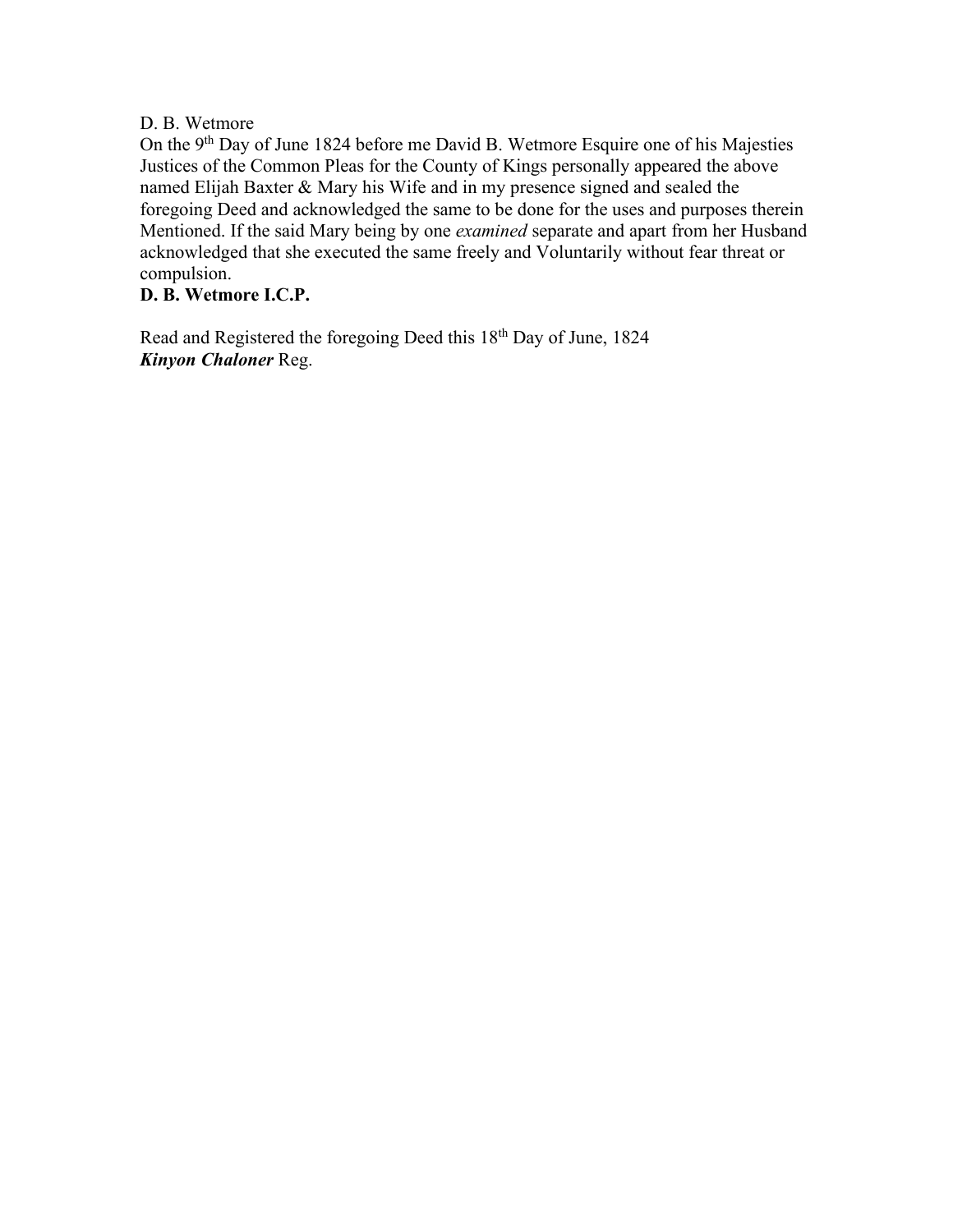D. B. Wetmore

On the 9th Day of June 1824 before me David B. Wetmore Esquire one of his Majesties Justices of the Common Pleas for the County of Kings personally appeared the above named Elijah Baxter & Mary his Wife and in my presence signed and sealed the foregoing Deed and acknowledged the same to be done for the uses and purposes therein Mentioned. If the said Mary being by one *examined* separate and apart from her Husband acknowledged that she executed the same freely and Voluntarily without fear threat or compulsion.

**D. B. Wetmore I.C.P.**

Read and Registered the foregoing Deed this 18th Day of June, 1824

***Kinyon Chaloner*** Reg.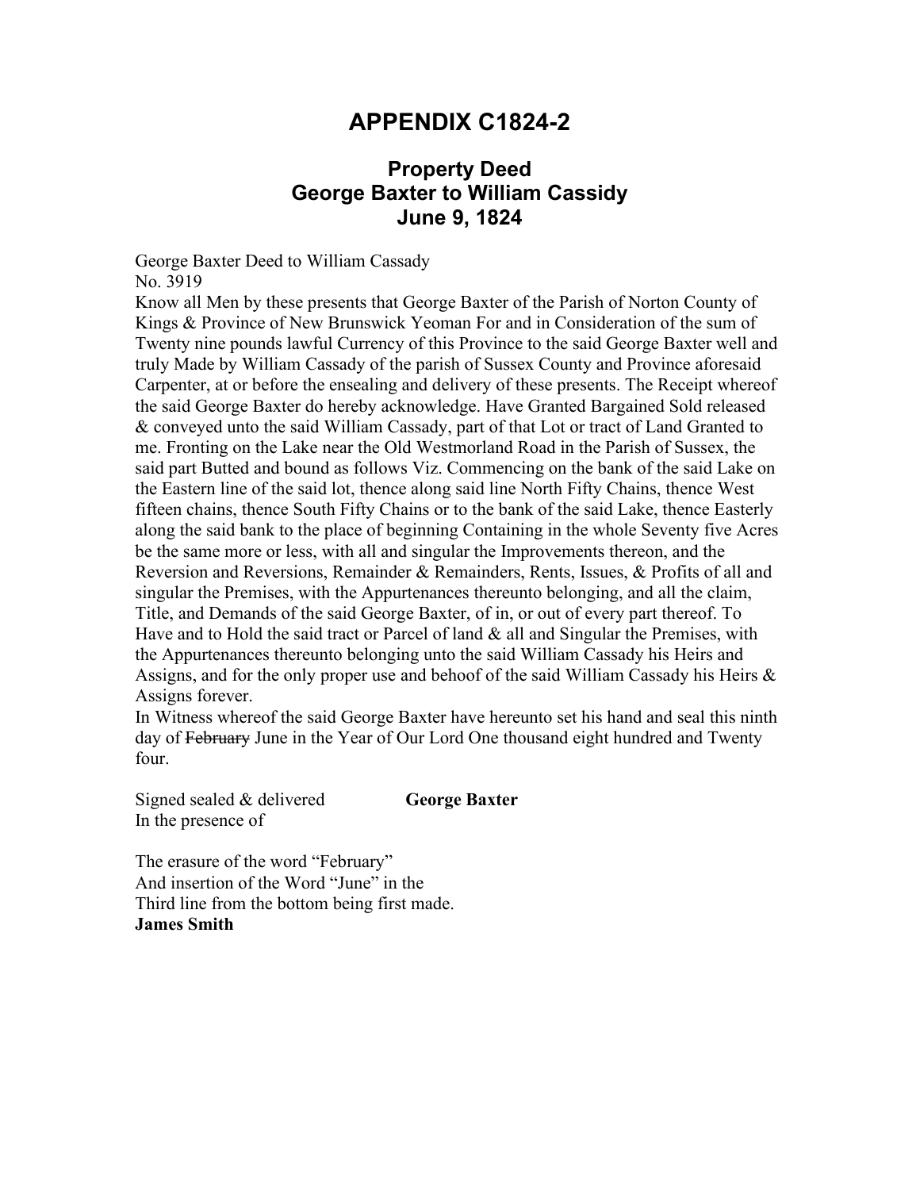# APPENDIX C1824-2

## Property Deed
## George Baxter to William Cassidy
## June 9, 1824

George Baxter Deed to William Cassady
No. 3919
Know all Men by these presents that George Baxter of the Parish of Norton County of Kings & Province of New Brunswick Yeoman For and in Consideration of the sum of Twenty nine pounds lawful Currency of this Province to the said George Baxter well and truly Made by William Cassady of the parish of Sussex County and Province aforesaid Carpenter, at or before the ensealing and delivery of these presents. The Receipt whereof the said George Baxter do hereby acknowledge. Have Granted Bargained Sold released & conveyed unto the said William Cassady, part of that Lot or tract of Land Granted to me. Fronting on the Lake near the Old Westmorland Road in the Parish of Sussex, the said part Butted and bound as follows Viz. Commencing on the bank of the said Lake on the Eastern line of the said lot, thence along said line North Fifty Chains, thence West fifteen chains, thence South Fifty Chains or to the bank of the said Lake, thence Easterly along the said bank to the place of beginning Containing in the whole Seventy five Acres be the same more or less, with all and singular the Improvements thereon, and the Reversion and Reversions, Remainder & Remainders, Rents, Issues, & Profits of all and singular the Premises, with the Appurtenances thereunto belonging, and all the claim, Title, and Demands of the said George Baxter, of in, or out of every part thereof. To Have and to Hold the said tract or Parcel of land & all and Singular the Premises, with the Appurtenances thereunto belonging unto the said William Cassady his Heirs and Assigns, and for the only proper use and behoof of the said William Cassady his Heirs & Assigns forever.
In Witness whereof the said George Baxter have hereunto set his hand and seal this ninth day of ~~February~~ June in the Year of Our Lord One thousand eight hundred and Twenty four.

Signed sealed & delivered **George Baxter**
In the presence of

The erasure of the word "February"
And insertion of the Word "June" in the
Third line from the bottom being first made.
**James Smith**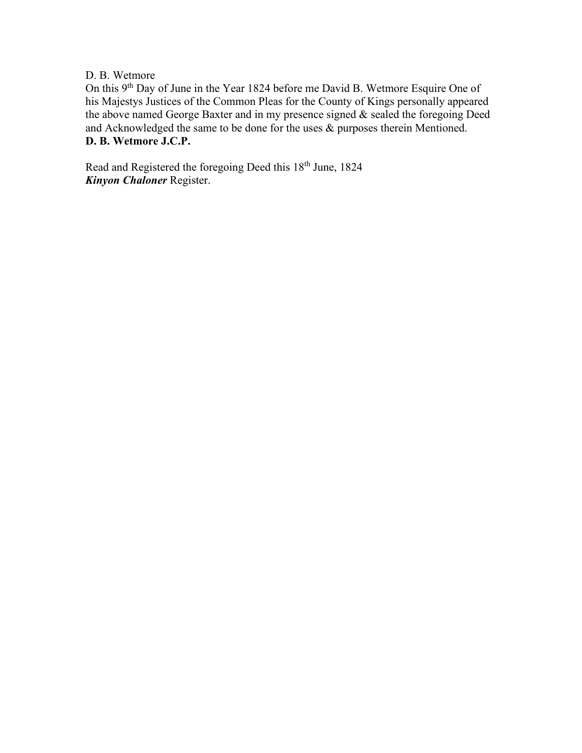D. B. Wetmore
On this 9th Day of June in the Year 1824 before me David B. Wetmore Esquire One of his Majestys Justices of the Common Pleas for the County of Kings personally appeared the above named George Baxter and in my presence signed & sealed the foregoing Deed and Acknowledged the same to be done for the uses & purposes therein Mentioned.
**D. B. Wetmore J.C.P.**

Read and Registered the foregoing Deed this 18th June, 1824
***Kinyon Chaloner*** Register.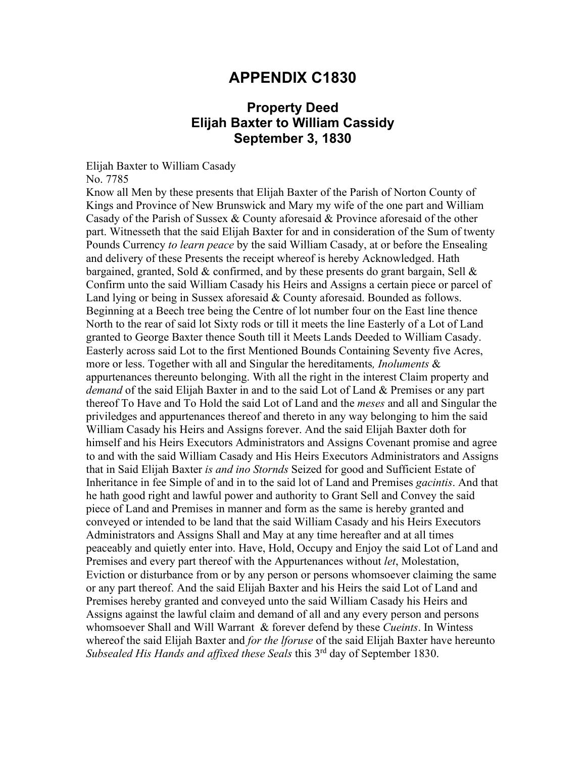# APPENDIX C1830

## Property Deed
## Elijah Baxter to William Cassidy
## September 3, 1830

Elijah Baxter to William Casady
No. 7785
Know all Men by these presents that Elijah Baxter of the Parish of Norton County of Kings and Province of New Brunswick and Mary my wife of the one part and William Casady of the Parish of Sussex & County aforesaid & Province aforesaid of the other part. Witnesseth that the said Elijah Baxter for and in consideration of the Sum of twenty Pounds Currency *to learn peace* by the said William Casady, at or before the Ensealing and delivery of these Presents the receipt whereof is hereby Acknowledged. Hath bargained, granted, Sold & confirmed, and by these presents do grant bargain, Sell & Confirm unto the said William Casady his Heirs and Assigns a certain piece or parcel of Land lying or being in Sussex aforesaid & County aforesaid. Bounded as follows. Beginning at a Beech tree being the Centre of lot number four on the East line thence North to the rear of said lot Sixty rods or till it meets the line Easterly of a Lot of Land granted to George Baxter thence South till it Meets Lands Deeded to William Casady. Easterly across said Lot to the first Mentioned Bounds Containing Seventy five Acres, more or less. Together with all and Singular the hereditaments*, Inoluments* & appurtenances thereunto belonging. With all the right in the interest Claim property and *demand* of the said Elijah Baxter in and to the said Lot of Land & Premises or any part thereof To Have and To Hold the said Lot of Land and the *meses* and all and Singular the priviledges and appurtenances thereof and thereto in any way belonging to him the said William Casady his Heirs and Assigns forever. And the said Elijah Baxter doth for himself and his Heirs Executors Administrators and Assigns Covenant promise and agree to and with the said William Casady and His Heirs Executors Administrators and Assigns that in Said Elijah Baxter *is and ino Stornds* Seized for good and Sufficient Estate of Inheritance in fee Simple of and in to the said lot of Land and Premises *gacintis*. And that he hath good right and lawful power and authority to Grant Sell and Convey the said piece of Land and Premises in manner and form as the same is hereby granted and conveyed or intended to be land that the said William Casady and his Heirs Executors Administrators and Assigns Shall and May at any time hereafter and at all times peaceably and quietly enter into. Have, Hold, Occupy and Enjoy the said Lot of Land and Premises and every part thereof with the Appurtenances without *let*, Molestation, Eviction or disturbance from or by any person or persons whomsoever claiming the same or any part thereof. And the said Elijah Baxter and his Heirs the said Lot of Land and Premises hereby granted and conveyed unto the said William Casady his Heirs and Assigns against the lawful claim and demand of all and any every person and persons whomsoever Shall and Will Warrant & forever defend by these *Cueints*. In Wintess whereof the said Elijah Baxter and *for the lforuse* of the said Elijah Baxter have hereunto *Subsealed His Hands and affixed these Seals* this 3rd day of September 1830.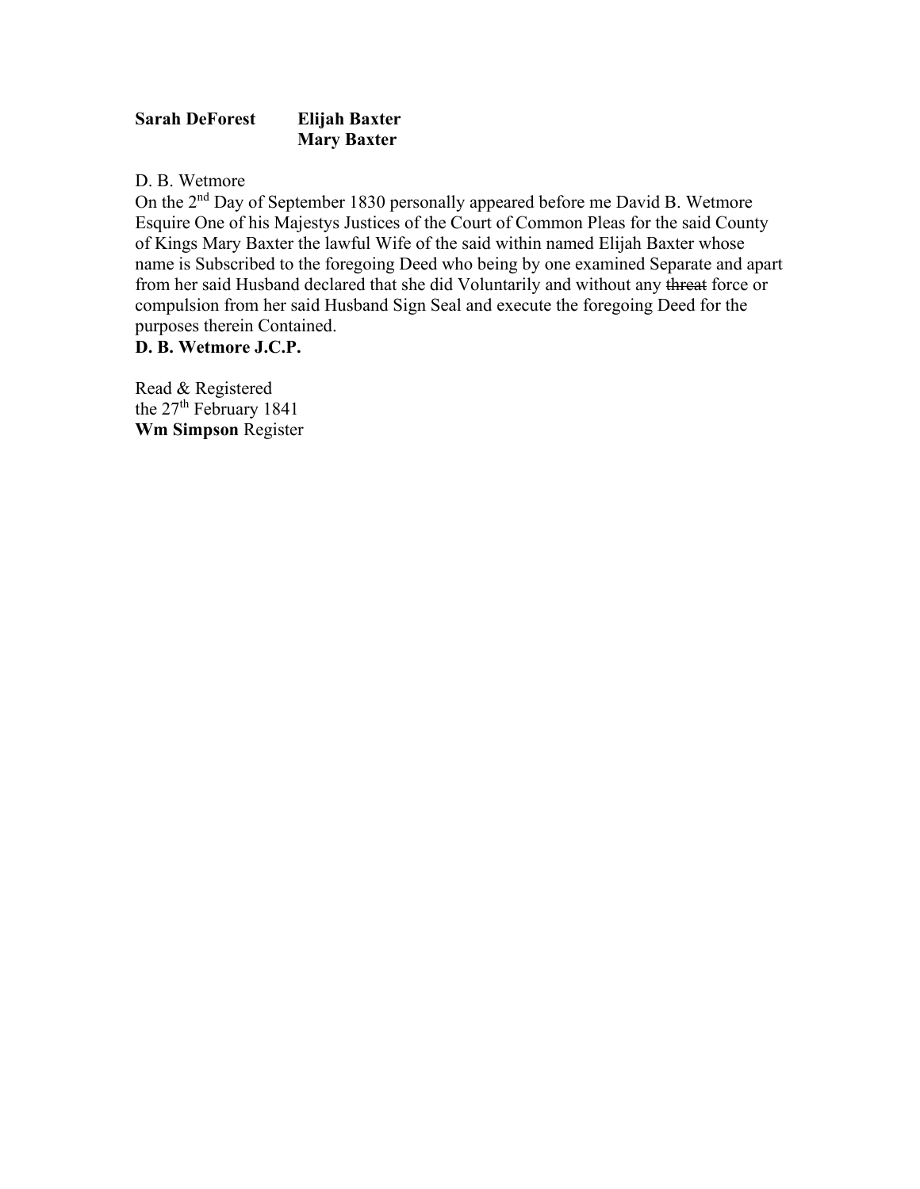**Sarah DeForest** **Elijah Baxter**
**Mary Baxter**

D. B. Wetmore

On the 2nd Day of September 1830 personally appeared before me David B. Wetmore Esquire One of his Majestys Justices of the Court of Common Pleas for the said County of Kings Mary Baxter the lawful Wife of the said within named Elijah Baxter whose name is Subscribed to the foregoing Deed who being by one examined Separate and apart from her said Husband declared that she did Voluntarily and without any ~~threat~~ force or compulsion from her said Husband Sign Seal and execute the foregoing Deed for the purposes therein Contained.

**D. B. Wetmore J.C.P.**

Read & Registered
the 27th February 1841
**Wm Simpson** Register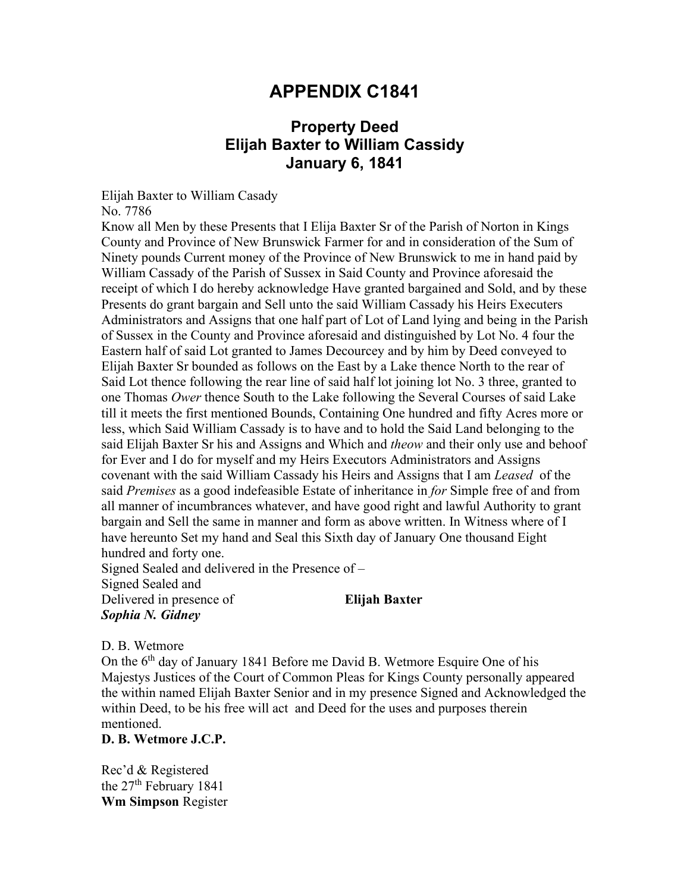# APPENDIX C1841

## Property Deed
## Elijah Baxter to William Cassidy
## January 6, 1841

Elijah Baxter to William Casady
No. 7786
Know all Men by these Presents that I Elija Baxter Sr of the Parish of Norton in Kings County and Province of New Brunswick Farmer for and in consideration of the Sum of Ninety pounds Current money of the Province of New Brunswick to me in hand paid by William Cassady of the Parish of Sussex in Said County and Province aforesaid the receipt of which I do hereby acknowledge Have granted bargained and Sold, and by these Presents do grant bargain and Sell unto the said William Cassady his Heirs Executers Administrators and Assigns that one half part of Lot of Land lying and being in the Parish of Sussex in the County and Province aforesaid and distinguished by Lot No. 4 four the Eastern half of said Lot granted to James Decourcey and by him by Deed conveyed to Elijah Baxter Sr bounded as follows on the East by a Lake thence North to the rear of Said Lot thence following the rear line of said half lot joining lot No. 3 three, granted to one Thomas *Ower* thence South to the Lake following the Several Courses of said Lake till it meets the first mentioned Bounds, Containing One hundred and fifty Acres more or less, which Said William Cassady is to have and to hold the Said Land belonging to the said Elijah Baxter Sr his and Assigns and Which and *theow* and their only use and behoof for Ever and I do for myself and my Heirs Executors Administrators and Assigns covenant with the said William Cassady his Heirs and Assigns that I am *Leased* of the said *Premises* as a good indefeasible Estate of inheritance in *for* Simple free of and from all manner of incumbrances whatever, and have good right and lawful Authority to grant bargain and Sell the same in manner and form as above written. In Witness where of I have hereunto Set my hand and Seal this Sixth day of January One thousand Eight hundred and forty one.
Signed Sealed and delivered in the Presence of –
Signed Sealed and
Delivered in presence of **Elijah Baxter**
***Sophia N. Gidney***

D. B. Wetmore
On the 6th day of January 1841 Before me David B. Wetmore Esquire One of his Majestys Justices of the Court of Common Pleas for Kings County personally appeared the within named Elijah Baxter Senior and in my presence Signed and Acknowledged the within Deed, to be his free will act and Deed for the uses and purposes therein mentioned.
**D. B. Wetmore J.C.P.**

Rec'd & Registered
the 27th February 1841
**Wm Simpson** Register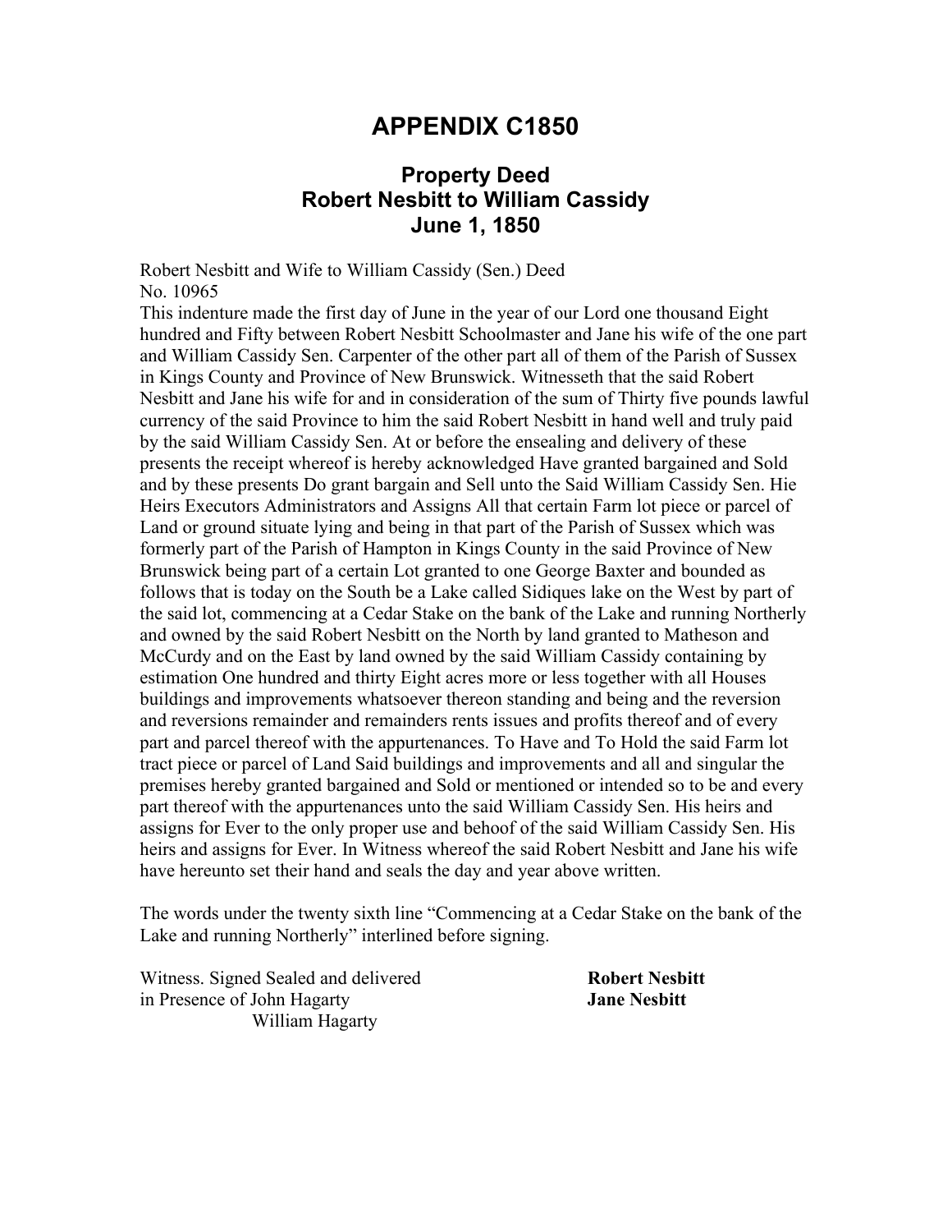# APPENDIX C1850

## Property Deed
## Robert Nesbitt to William Cassidy
## June 1, 1850

Robert Nesbitt and Wife to William Cassidy (Sen.) Deed
No. 10965
This indenture made the first day of June in the year of our Lord one thousand Eight hundred and Fifty between Robert Nesbitt Schoolmaster and Jane his wife of the one part and William Cassidy Sen. Carpenter of the other part all of them of the Parish of Sussex in Kings County and Province of New Brunswick. Witnesseth that the said Robert Nesbitt and Jane his wife for and in consideration of the sum of Thirty five pounds lawful currency of the said Province to him the said Robert Nesbitt in hand well and truly paid by the said William Cassidy Sen. At or before the ensealing and delivery of these presents the receipt whereof is hereby acknowledged Have granted bargained and Sold and by these presents Do grant bargain and Sell unto the Said William Cassidy Sen. Hie Heirs Executors Administrators and Assigns All that certain Farm lot piece or parcel of Land or ground situate lying and being in that part of the Parish of Sussex which was formerly part of the Parish of Hampton in Kings County in the said Province of New Brunswick being part of a certain Lot granted to one George Baxter and bounded as follows that is today on the South be a Lake called Sidiques lake on the West by part of the said lot, commencing at a Cedar Stake on the bank of the Lake and running Northerly and owned by the said Robert Nesbitt on the North by land granted to Matheson and McCurdy and on the East by land owned by the said William Cassidy containing by estimation One hundred and thirty Eight acres more or less together with all Houses buildings and improvements whatsoever thereon standing and being and the reversion and reversions remainder and remainders rents issues and profits thereof and of every part and parcel thereof with the appurtenances. To Have and To Hold the said Farm lot tract piece or parcel of Land Said buildings and improvements and all and singular the premises hereby granted bargained and Sold or mentioned or intended so to be and every part thereof with the appurtenances unto the said William Cassidy Sen. His heirs and assigns for Ever to the only proper use and behoof of the said William Cassidy Sen. His heirs and assigns for Ever. In Witness whereof the said Robert Nesbitt and Jane his wife have hereunto set their hand and seals the day and year above written.

The words under the twenty sixth line "Commencing at a Cedar Stake on the bank of the Lake and running Northerly" interlined before signing.

Witness. Signed Sealed and delivered in Presence of John Hagarty
William Hagarty

**Robert Nesbitt**
**Jane Nesbitt**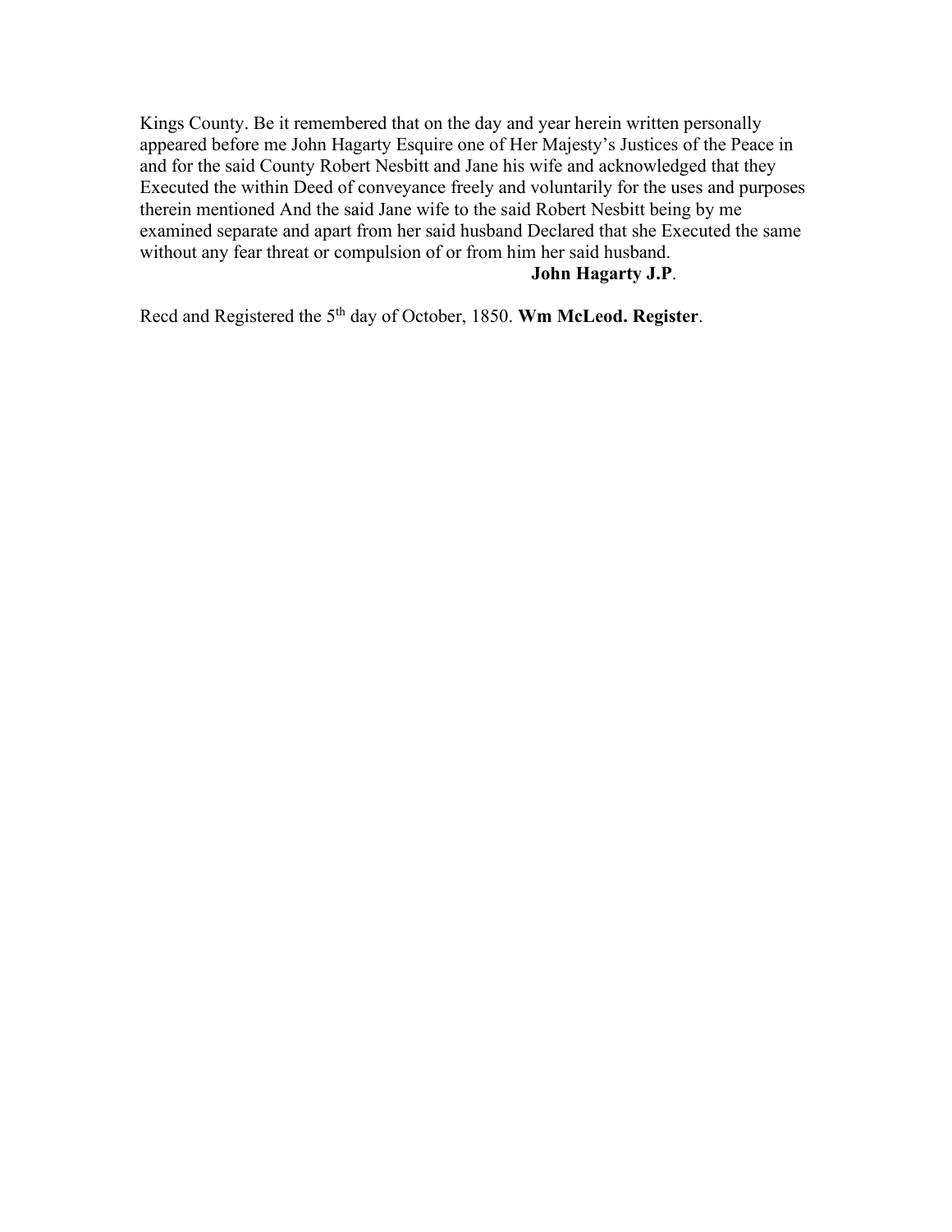Kings County. Be it remembered that on the day and year herein written personally appeared before me John Hagarty Esquire one of Her Majesty's Justices of the Peace in and for the said County Robert Nesbitt and Jane his wife and acknowledged that they Executed the within Deed of conveyance freely and voluntarily for the uses and purposes therein mentioned And the said Jane wife to the said Robert Nesbitt being by me examined separate and apart from her said husband Declared that she Executed the same without any fear threat or compulsion of or from him her said husband.

**John Hagarty J.P**.

Recd and Registered the 5th day of October, 1850. **Wm McLeod. Register**.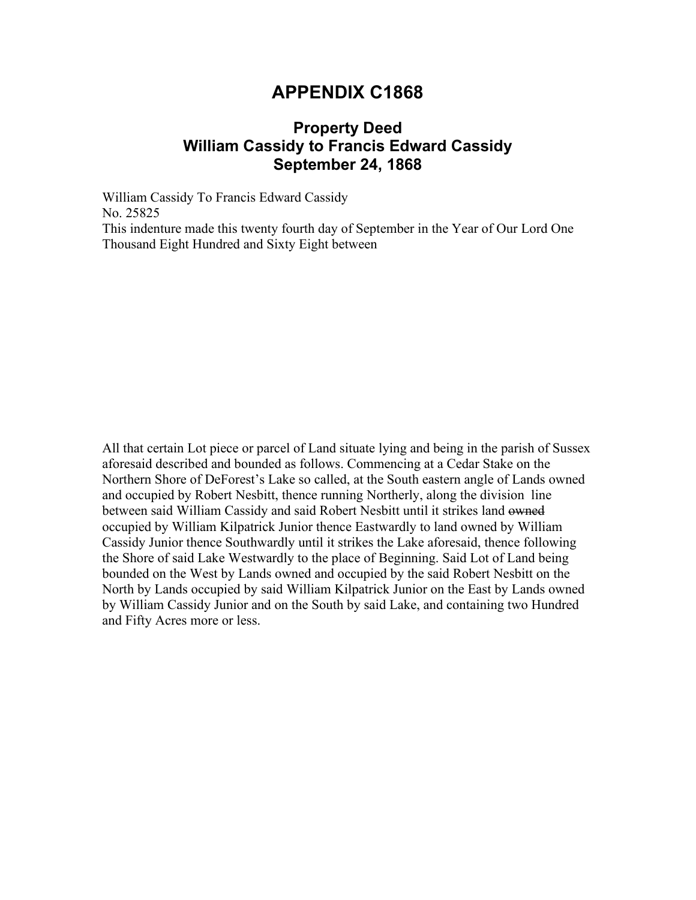# APPENDIX C1868

## Property Deed
## William Cassidy to Francis Edward Cassidy
## September 24, 1868

William Cassidy To Francis Edward Cassidy
No. 25825
This indenture made this twenty fourth day of September in the Year of Our Lord One Thousand Eight Hundred and Sixty Eight between

All that certain Lot piece or parcel of Land situate lying and being in the parish of Sussex aforesaid described and bounded as follows. Commencing at a Cedar Stake on the Northern Shore of DeForest's Lake so called, at the South eastern angle of Lands owned and occupied by Robert Nesbitt, thence running Northerly, along the division line between said William Cassidy and said Robert Nesbitt until it strikes land ~~owned~~ occupied by William Kilpatrick Junior thence Eastwardly to land owned by William Cassidy Junior thence Southwardly until it strikes the Lake aforesaid, thence following the Shore of said Lake Westwardly to the place of Beginning. Said Lot of Land being bounded on the West by Lands owned and occupied by the said Robert Nesbitt on the North by Lands occupied by said William Kilpatrick Junior on the East by Lands owned by William Cassidy Junior and on the South by said Lake, and containing two Hundred and Fifty Acres more or less.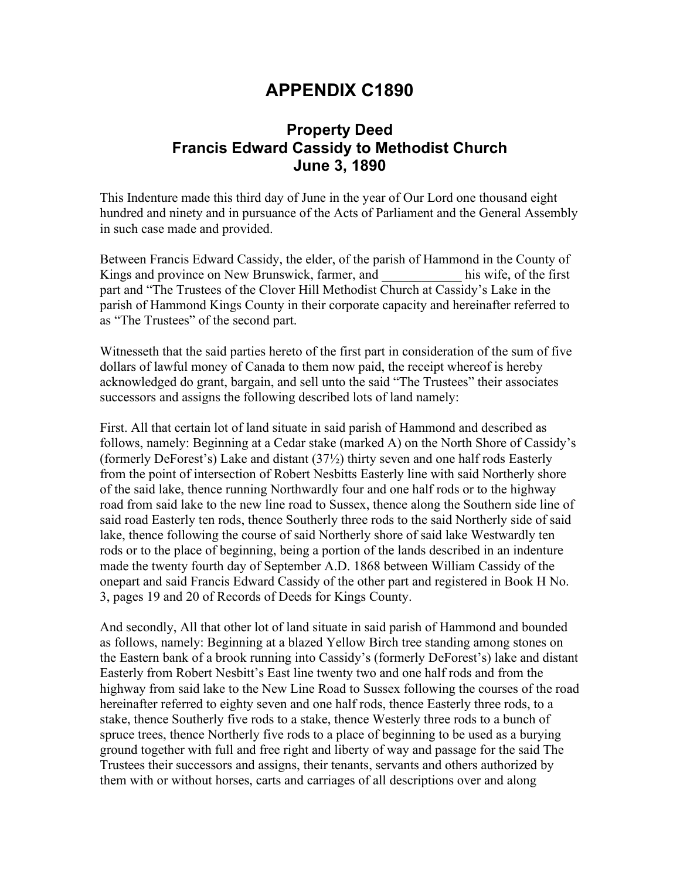# APPENDIX C1890

## Property Deed
## Francis Edward Cassidy to Methodist Church
## June 3, 1890

This Indenture made this third day of June in the year of Our Lord one thousand eight hundred and ninety and in pursuance of the Acts of Parliament and the General Assembly in such case made and provided.

Between Francis Edward Cassidy, the elder, of the parish of Hammond in the County of Kings and province on New Brunswick, farmer, and ____________ his wife, of the first part and "The Trustees of the Clover Hill Methodist Church at Cassidy's Lake in the parish of Hammond Kings County in their corporate capacity and hereinafter referred to as "The Trustees" of the second part.

Witnesseth that the said parties hereto of the first part in consideration of the sum of five dollars of lawful money of Canada to them now paid, the receipt whereof is hereby acknowledged do grant, bargain, and sell unto the said "The Trustees" their associates successors and assigns the following described lots of land namely:

First. All that certain lot of land situate in said parish of Hammond and described as follows, namely: Beginning at a Cedar stake (marked A) on the North Shore of Cassidy's (formerly DeForest's) Lake and distant (37½) thirty seven and one half rods Easterly from the point of intersection of Robert Nesbitts Easterly line with said Northerly shore of the said lake, thence running Northwardly four and one half rods or to the highway road from said lake to the new line road to Sussex, thence along the Southern side line of said road Easterly ten rods, thence Southerly three rods to the said Northerly side of said lake, thence following the course of said Northerly shore of said lake Westwardly ten rods or to the place of beginning, being a portion of the lands described in an indenture made the twenty fourth day of September A.D. 1868 between William Cassidy of the onepart and said Francis Edward Cassidy of the other part and registered in Book H No. 3, pages 19 and 20 of Records of Deeds for Kings County.

And secondly, All that other lot of land situate in said parish of Hammond and bounded as follows, namely: Beginning at a blazed Yellow Birch tree standing among stones on the Eastern bank of a brook running into Cassidy's (formerly DeForest's) lake and distant Easterly from Robert Nesbitt's East line twenty two and one half rods and from the highway from said lake to the New Line Road to Sussex following the courses of the road hereinafter referred to eighty seven and one half rods, thence Easterly three rods, to a stake, thence Southerly five rods to a stake, thence Westerly three rods to a bunch of spruce trees, thence Northerly five rods to a place of beginning to be used as a burying ground together with full and free right and liberty of way and passage for the said The Trustees their successors and assigns, their tenants, servants and others authorized by them with or without horses, carts and carriages of all descriptions over and along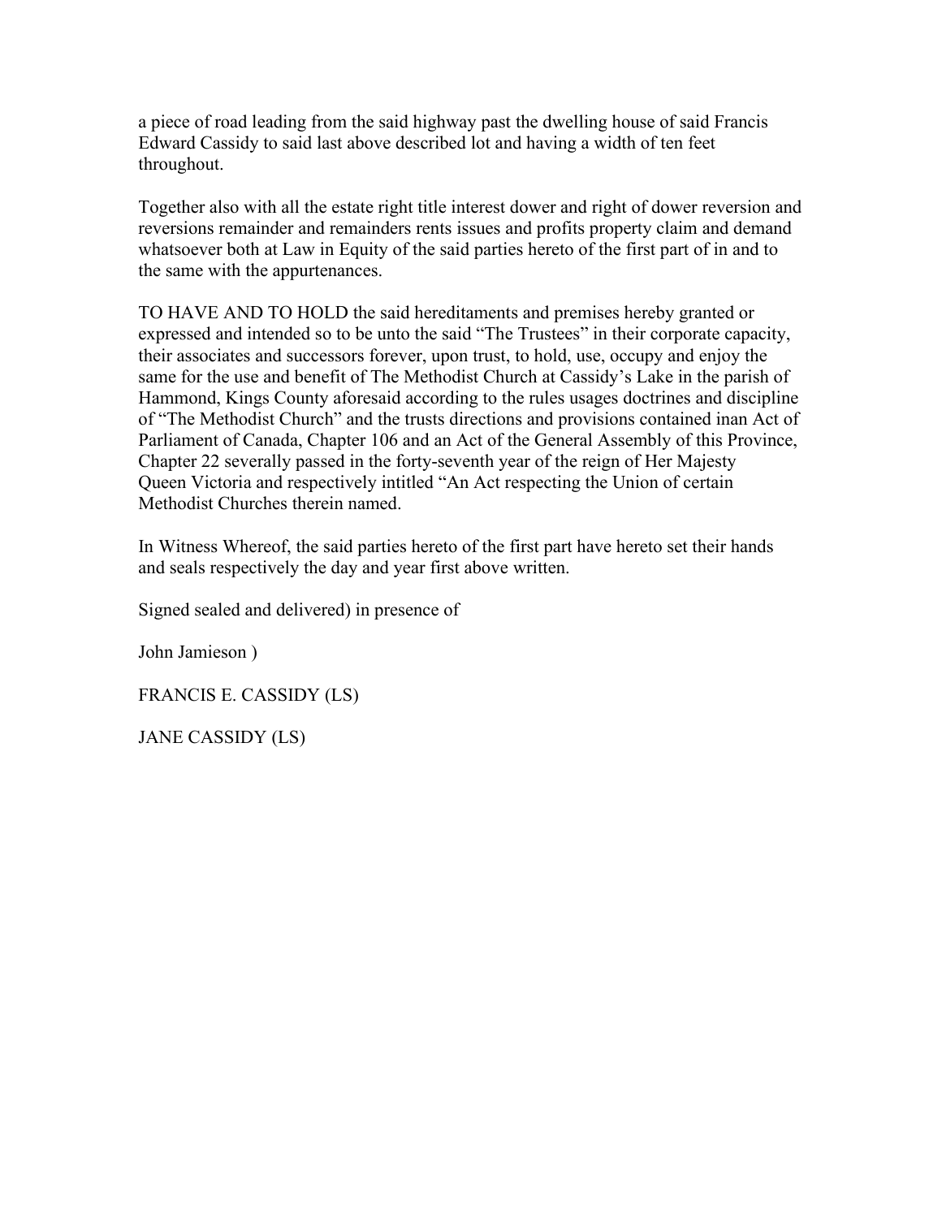a piece of road leading from the said highway past the dwelling house of said Francis Edward Cassidy to said last above described lot and having a width of ten feet throughout.

Together also with all the estate right title interest dower and right of dower reversion and reversions remainder and remainders rents issues and profits property claim and demand whatsoever both at Law in Equity of the said parties hereto of the first part of in and to the same with the appurtenances.

TO HAVE AND TO HOLD the said hereditaments and premises hereby granted or expressed and intended so to be unto the said "The Trustees" in their corporate capacity, their associates and successors forever, upon trust, to hold, use, occupy and enjoy the same for the use and benefit of The Methodist Church at Cassidy's Lake in the parish of Hammond, Kings County aforesaid according to the rules usages doctrines and discipline of "The Methodist Church" and the trusts directions and provisions contained inan Act of Parliament of Canada, Chapter 106 and an Act of the General Assembly of this Province, Chapter 22 severally passed in the forty-seventh year of the reign of Her Majesty Queen Victoria and respectively intitled "An Act respecting the Union of certain Methodist Churches therein named.

In Witness Whereof, the said parties hereto of the first part have hereto set their hands and seals respectively the day and year first above written.

Signed sealed and delivered) in presence of

John Jamieson )

FRANCIS E. CASSIDY (LS)

JANE CASSIDY (LS)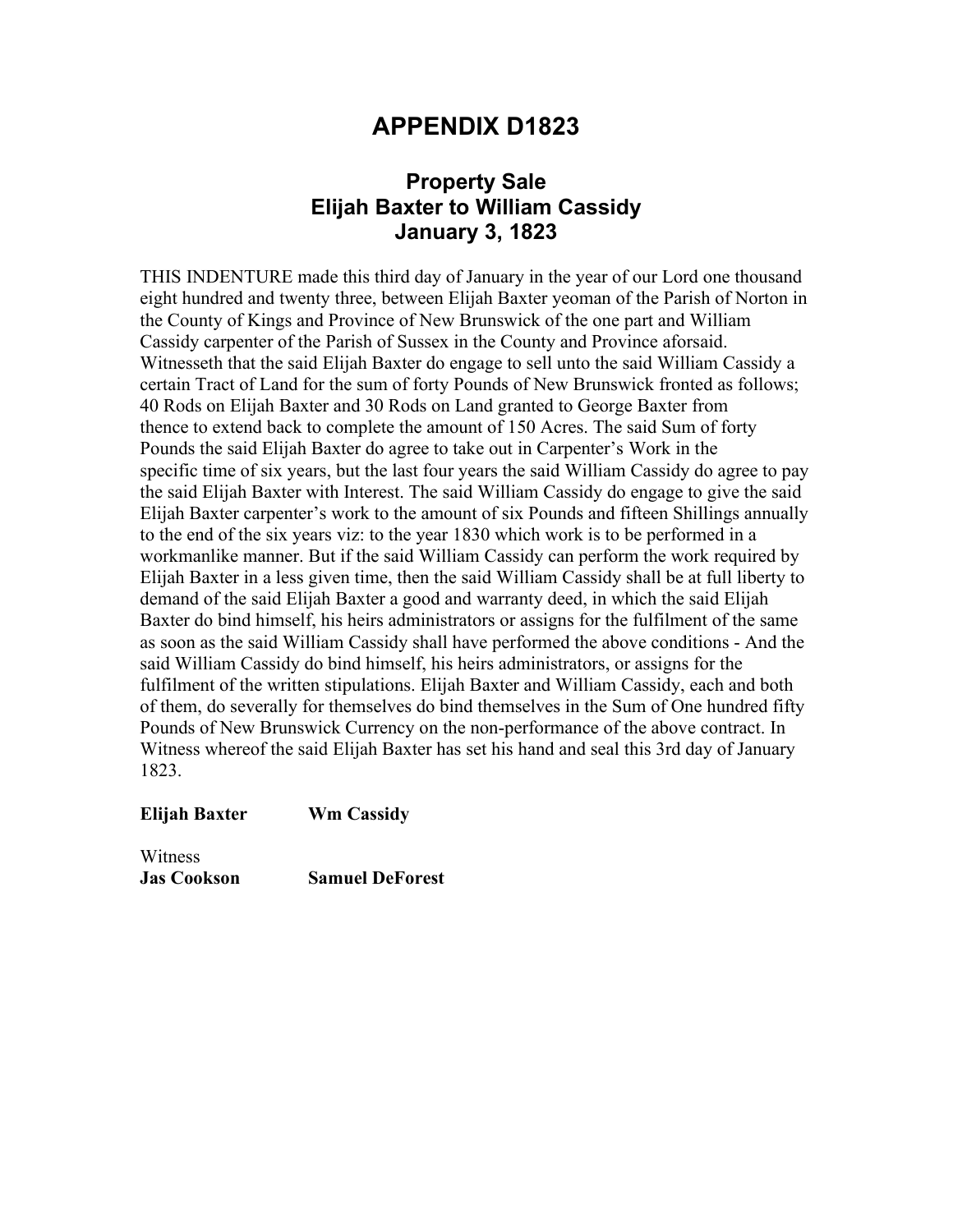# APPENDIX D1823

## Property Sale
## Elijah Baxter to William Cassidy
## January 3, 1823

THIS INDENTURE made this third day of January in the year of our Lord one thousand eight hundred and twenty three, between Elijah Baxter yeoman of the Parish of Norton in the County of Kings and Province of New Brunswick of the one part and William Cassidy carpenter of the Parish of Sussex in the County and Province aforsaid. Witnesseth that the said Elijah Baxter do engage to sell unto the said William Cassidy a certain Tract of Land for the sum of forty Pounds of New Brunswick fronted as follows; 40 Rods on Elijah Baxter and 30 Rods on Land granted to George Baxter from thence to extend back to complete the amount of 150 Acres. The said Sum of forty Pounds the said Elijah Baxter do agree to take out in Carpenter's Work in the specific time of six years, but the last four years the said William Cassidy do agree to pay the said Elijah Baxter with Interest. The said William Cassidy do engage to give the said Elijah Baxter carpenter's work to the amount of six Pounds and fifteen Shillings annually to the end of the six years viz: to the year 1830 which work is to be performed in a workmanlike manner. But if the said William Cassidy can perform the work required by Elijah Baxter in a less given time, then the said William Cassidy shall be at full liberty to demand of the said Elijah Baxter a good and warranty deed, in which the said Elijah Baxter do bind himself, his heirs administrators or assigns for the fulfilment of the same as soon as the said William Cassidy shall have performed the above conditions - And the said William Cassidy do bind himself, his heirs administrators, or assigns for the fulfilment of the written stipulations. Elijah Baxter and William Cassidy, each and both of them, do severally for themselves do bind themselves in the Sum of One hundred fifty Pounds of New Brunswick Currency on the non-performance of the above contract. In Witness whereof the said Elijah Baxter has set his hand and seal this 3rd day of January 1823.

**Elijah Baxter** **Wm Cassidy**

Witness
**Jas Cookson** **Samuel DeForest**